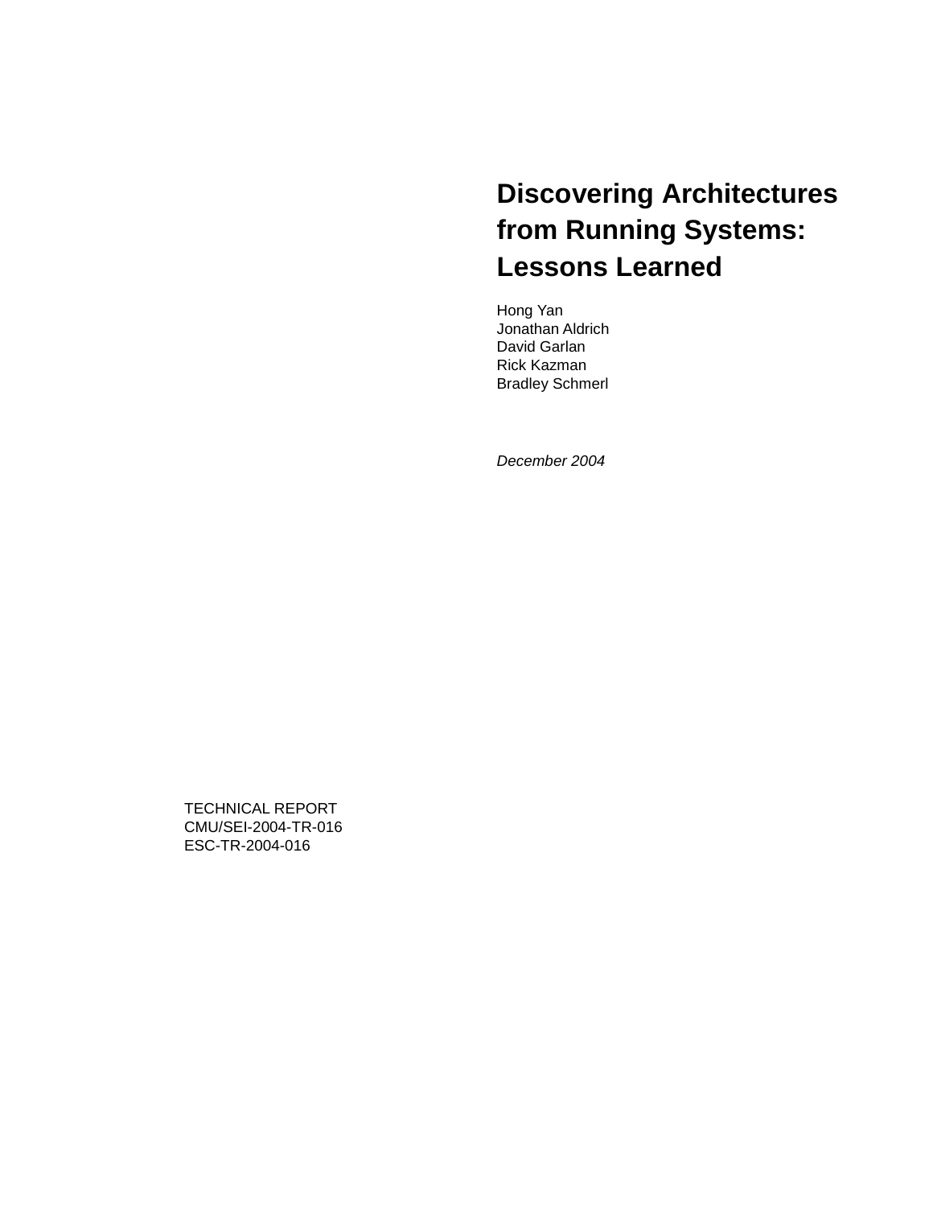# Discovering Architectures from Running Systems: Lessons Learned

Hong Yan
Jonathan Aldrich
David Garlan
Rick Kazman
Bradley Schmerl

*December 2004*

TECHNICAL REPORT
CMU/SEI-2004-TR-016
ESC-TR-2004-016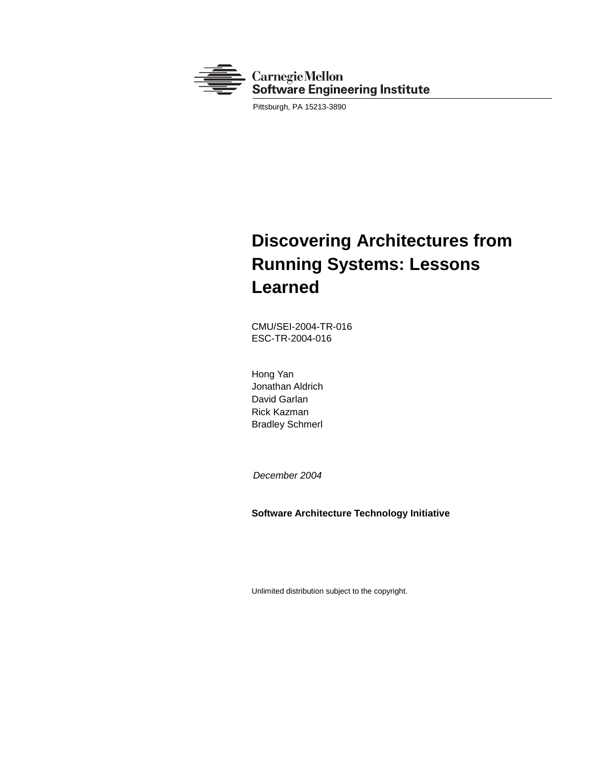Carnegie Mellon
Software Engineering Institute

Pittsburgh, PA 15213-3890

# Discovering Architectures from Running Systems: Lessons Learned

CMU/SEI-2004-TR-016
ESC-TR-2004-016

Hong Yan
Jonathan Aldrich
David Garlan
Rick Kazman
Bradley Schmerl

*December 2004*

**Software Architecture Technology Initiative**

Unlimited distribution subject to the copyright.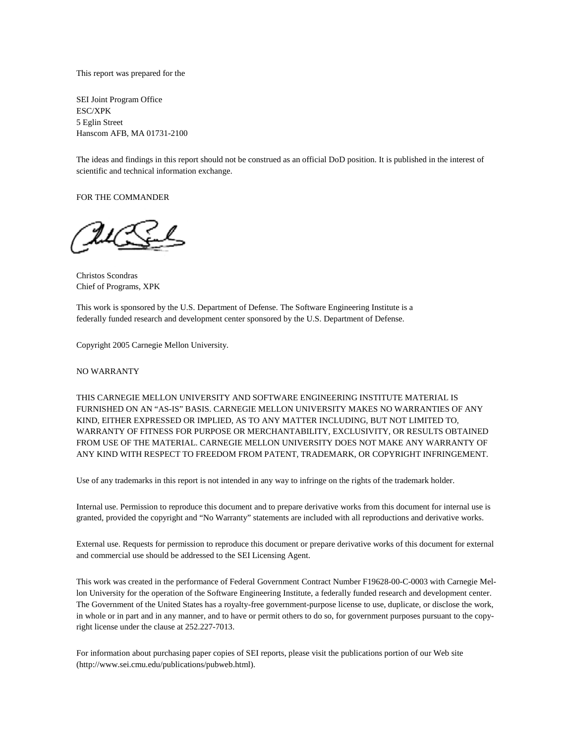This report was prepared for the

SEI Joint Program Office  
ESC/XPK  
5 Eglin Street  
Hanscom AFB, MA 01731-2100

The ideas and findings in this report should not be construed as an official DoD position. It is published in the interest of scientific and technical information exchange.

FOR THE COMMANDER

Christos Scondras  
Chief of Programs, XPK

This work is sponsored by the U.S. Department of Defense. The Software Engineering Institute is a federally funded research and development center sponsored by the U.S. Department of Defense.

Copyright 2005 Carnegie Mellon University.

NO WARRANTY

THIS CARNEGIE MELLON UNIVERSITY AND SOFTWARE ENGINEERING INSTITUTE MATERIAL IS FURNISHED ON AN "AS-IS" BASIS. CARNEGIE MELLON UNIVERSITY MAKES NO WARRANTIES OF ANY KIND, EITHER EXPRESSED OR IMPLIED, AS TO ANY MATTER INCLUDING, BUT NOT LIMITED TO, WARRANTY OF FITNESS FOR PURPOSE OR MERCHANTABILITY, EXCLUSIVITY, OR RESULTS OBTAINED FROM USE OF THE MATERIAL. CARNEGIE MELLON UNIVERSITY DOES NOT MAKE ANY WARRANTY OF ANY KIND WITH RESPECT TO FREEDOM FROM PATENT, TRADEMARK, OR COPYRIGHT INFRINGEMENT.

Use of any trademarks in this report is not intended in any way to infringe on the rights of the trademark holder.

Internal use. Permission to reproduce this document and to prepare derivative works from this document for internal use is granted, provided the copyright and "No Warranty" statements are included with all reproductions and derivative works.

External use. Requests for permission to reproduce this document or prepare derivative works of this document for external and commercial use should be addressed to the SEI Licensing Agent.

This work was created in the performance of Federal Government Contract Number F19628-00-C-0003 with Carnegie Mellon University for the operation of the Software Engineering Institute, a federally funded research and development center. The Government of the United States has a royalty-free government-purpose license to use, duplicate, or disclose the work, in whole or in part and in any manner, and to have or permit others to do so, for government purposes pursuant to the copyright license under the clause at 252.227-7013.

For information about purchasing paper copies of SEI reports, please visit the publications portion of our Web site (http://www.sei.cmu.edu/publications/pubweb.html).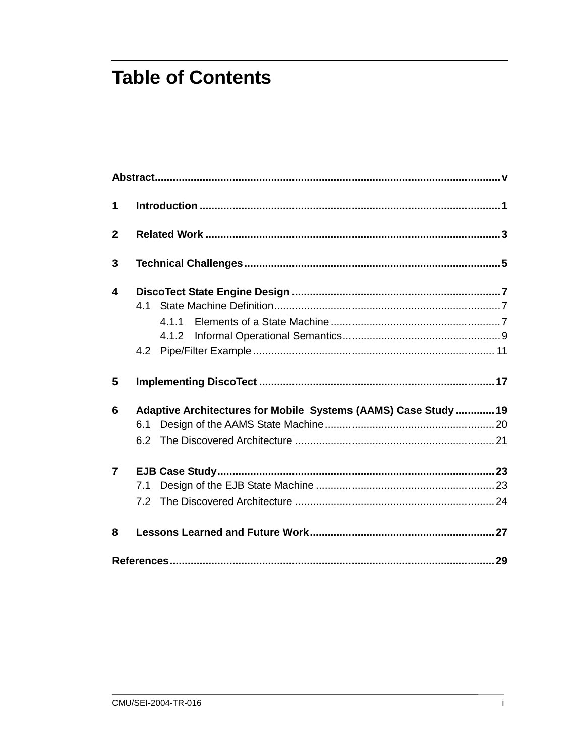# Table of Contents

**Abstract** ........ v

**1 Introduction** ........ 1

**2 Related Work** ........ 3

**3 Technical Challenges** ........ 5

**4 DiscoTect State Engine Design** ........ 7

- 4.1 State Machine Definition ........ 7
  - 4.1.1 Elements of a State Machine ........ 7
  - 4.1.2 Informal Operational Semantics ........ 9
- 4.2 Pipe/Filter Example ........ 11

**5 Implementing DiscoTect** ........ 17

**6 Adaptive Architectures for Mobile Systems (AAMS) Case Study** ........ 19

- 6.1 Design of the AAMS State Machine ........ 20
- 6.2 The Discovered Architecture ........ 21

**7 EJB Case Study** ........ 23

- 7.1 Design of the EJB State Machine ........ 23
- 7.2 The Discovered Architecture ........ 24

**8 Lessons Learned and Future Work** ........ 27

**References** ........ 29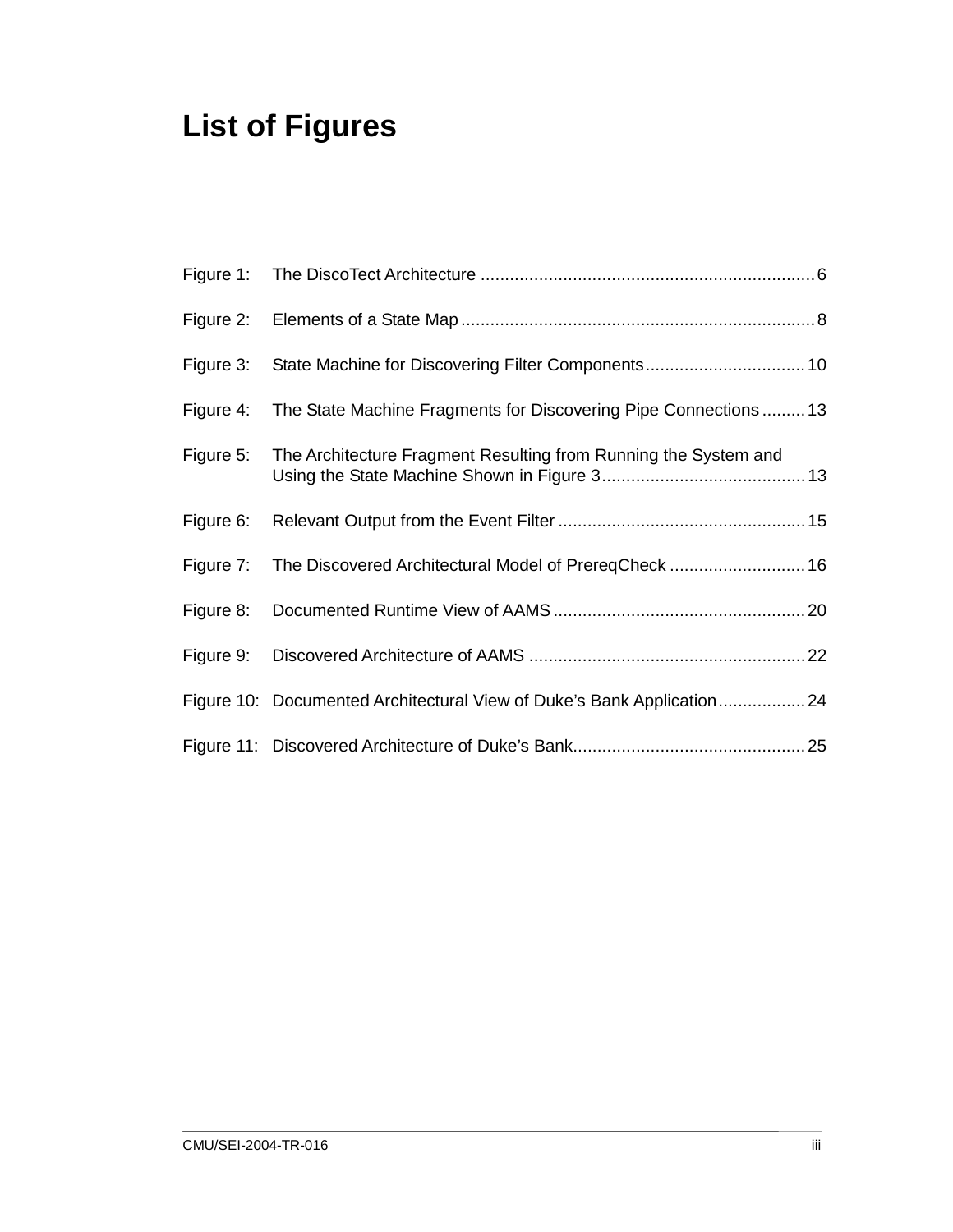# List of Figures

Figure 1: The DiscoTect Architecture .................................................................... 6

Figure 2: Elements of a State Map ....................................................................... 8

Figure 3: State Machine for Discovering Filter Components ................................ 10

Figure 4: The State Machine Fragments for Discovering Pipe Connections ......... 13

Figure 5: The Architecture Fragment Resulting from Running the System and Using the State Machine Shown in Figure 3 .......................................... 13

Figure 6: Relevant Output from the Event Filter .................................................. 15

Figure 7: The Discovered Architectural Model of PrereqCheck ............................ 16

Figure 8: Documented Runtime View of AAMS ................................................... 20

Figure 9: Discovered Architecture of AAMS ........................................................ 22

Figure 10: Documented Architectural View of Duke's Bank Application .................. 24

Figure 11: Discovered Architecture of Duke's Bank ............................................... 25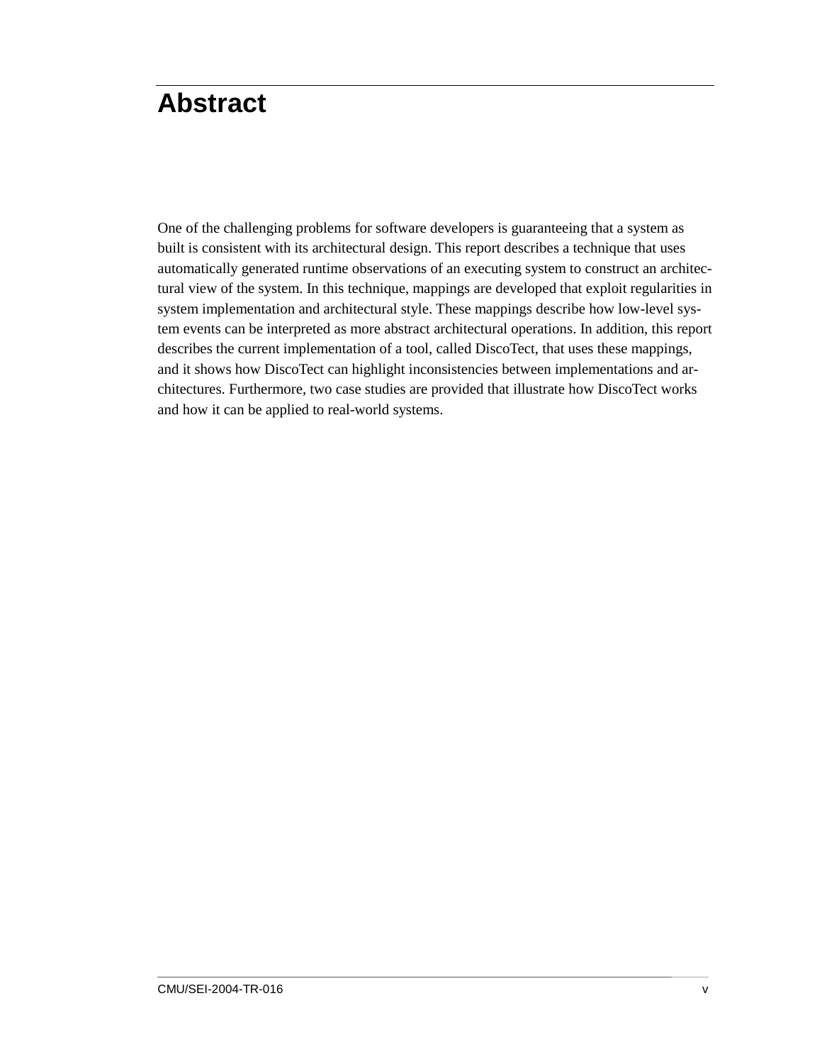# Abstract

One of the challenging problems for software developers is guaranteeing that a system as built is consistent with its architectural design. This report describes a technique that uses automatically generated runtime observations of an executing system to construct an architectural view of the system. In this technique, mappings are developed that exploit regularities in system implementation and architectural style. These mappings describe how low-level system events can be interpreted as more abstract architectural operations. In addition, this report describes the current implementation of a tool, called DiscoTect, that uses these mappings, and it shows how DiscoTect can highlight inconsistencies between implementations and architectures. Furthermore, two case studies are provided that illustrate how DiscoTect works and how it can be applied to real-world systems.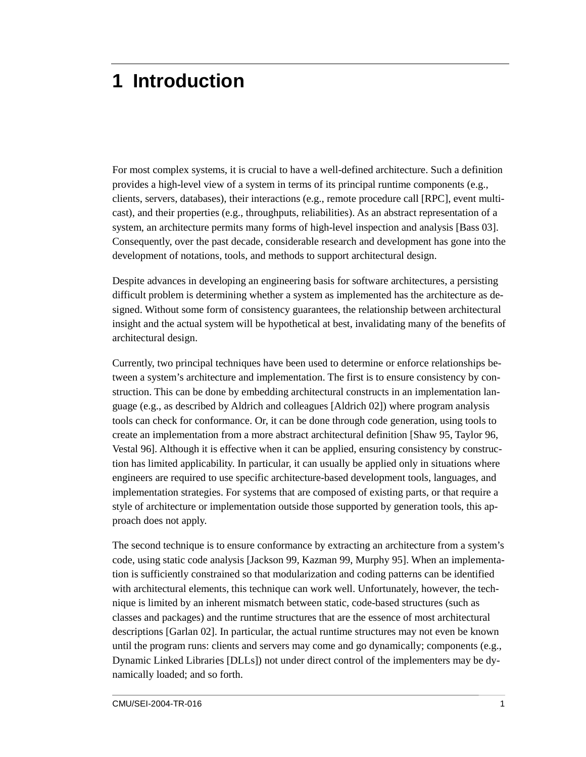# 1 Introduction

For most complex systems, it is crucial to have a well-defined architecture. Such a definition provides a high-level view of a system in terms of its principal runtime components (e.g., clients, servers, databases), their interactions (e.g., remote procedure call [RPC], event multicast), and their properties (e.g., throughputs, reliabilities). As an abstract representation of a system, an architecture permits many forms of high-level inspection and analysis [Bass 03]. Consequently, over the past decade, considerable research and development has gone into the development of notations, tools, and methods to support architectural design.

Despite advances in developing an engineering basis for software architectures, a persisting difficult problem is determining whether a system as implemented has the architecture as designed. Without some form of consistency guarantees, the relationship between architectural insight and the actual system will be hypothetical at best, invalidating many of the benefits of architectural design.

Currently, two principal techniques have been used to determine or enforce relationships between a system's architecture and implementation. The first is to ensure consistency by construction. This can be done by embedding architectural constructs in an implementation language (e.g., as described by Aldrich and colleagues [Aldrich 02]) where program analysis tools can check for conformance. Or, it can be done through code generation, using tools to create an implementation from a more abstract architectural definition [Shaw 95, Taylor 96, Vestal 96]. Although it is effective when it can be applied, ensuring consistency by construction has limited applicability. In particular, it can usually be applied only in situations where engineers are required to use specific architecture-based development tools, languages, and implementation strategies. For systems that are composed of existing parts, or that require a style of architecture or implementation outside those supported by generation tools, this approach does not apply.

The second technique is to ensure conformance by extracting an architecture from a system's code, using static code analysis [Jackson 99, Kazman 99, Murphy 95]. When an implementation is sufficiently constrained so that modularization and coding patterns can be identified with architectural elements, this technique can work well. Unfortunately, however, the technique is limited by an inherent mismatch between static, code-based structures (such as classes and packages) and the runtime structures that are the essence of most architectural descriptions [Garlan 02]. In particular, the actual runtime structures may not even be known until the program runs: clients and servers may come and go dynamically; components (e.g., Dynamic Linked Libraries [DLLs]) not under direct control of the implementers may be dynamically loaded; and so forth.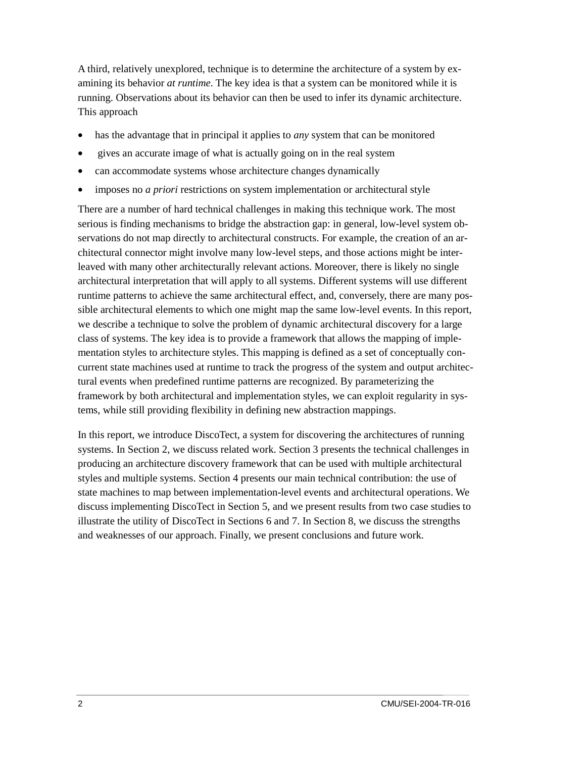A third, relatively unexplored, technique is to determine the architecture of a system by examining its behavior *at runtime*. The key idea is that a system can be monitored while it is running. Observations about its behavior can then be used to infer its dynamic architecture. This approach

- has the advantage that in principal it applies to *any* system that can be monitored
- gives an accurate image of what is actually going on in the real system
- can accommodate systems whose architecture changes dynamically
- imposes no *a priori* restrictions on system implementation or architectural style

There are a number of hard technical challenges in making this technique work. The most serious is finding mechanisms to bridge the abstraction gap: in general, low-level system observations do not map directly to architectural constructs. For example, the creation of an architectural connector might involve many low-level steps, and those actions might be interleaved with many other architecturally relevant actions. Moreover, there is likely no single architectural interpretation that will apply to all systems. Different systems will use different runtime patterns to achieve the same architectural effect, and, conversely, there are many possible architectural elements to which one might map the same low-level events. In this report, we describe a technique to solve the problem of dynamic architectural discovery for a large class of systems. The key idea is to provide a framework that allows the mapping of implementation styles to architecture styles. This mapping is defined as a set of conceptually concurrent state machines used at runtime to track the progress of the system and output architectural events when predefined runtime patterns are recognized. By parameterizing the framework by both architectural and implementation styles, we can exploit regularity in systems, while still providing flexibility in defining new abstraction mappings.

In this report, we introduce DiscoTect, a system for discovering the architectures of running systems. In Section 2, we discuss related work. Section 3 presents the technical challenges in producing an architecture discovery framework that can be used with multiple architectural styles and multiple systems. Section 4 presents our main technical contribution: the use of state machines to map between implementation-level events and architectural operations. We discuss implementing DiscoTect in Section 5, and we present results from two case studies to illustrate the utility of DiscoTect in Sections 6 and 7. In Section 8, we discuss the strengths and weaknesses of our approach. Finally, we present conclusions and future work.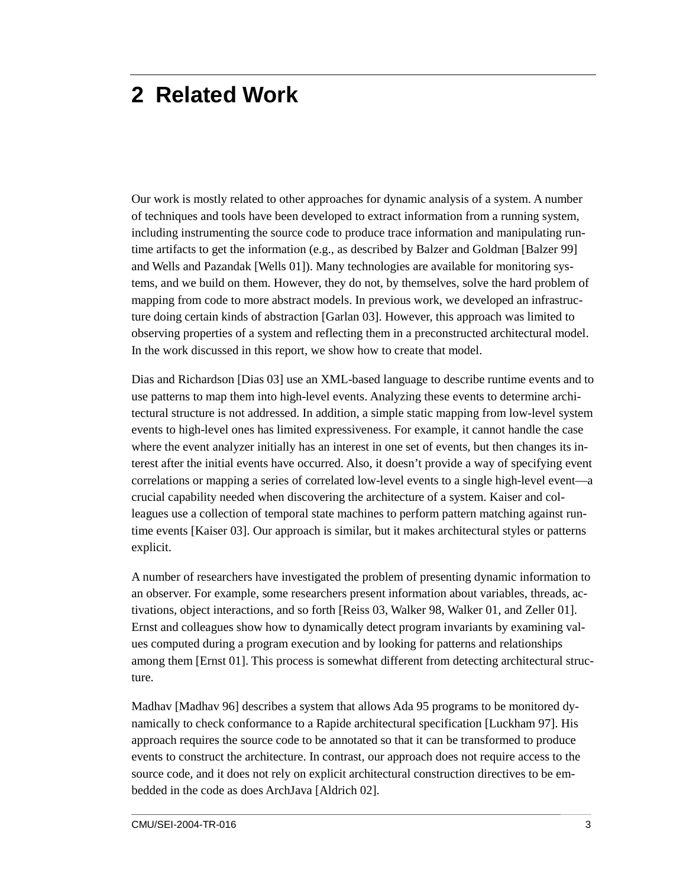# 2 Related Work

Our work is mostly related to other approaches for dynamic analysis of a system. A number of techniques and tools have been developed to extract information from a running system, including instrumenting the source code to produce trace information and manipulating runtime artifacts to get the information (e.g., as described by Balzer and Goldman [Balzer 99] and Wells and Pazandak [Wells 01]). Many technologies are available for monitoring systems, and we build on them. However, they do not, by themselves, solve the hard problem of mapping from code to more abstract models. In previous work, we developed an infrastructure doing certain kinds of abstraction [Garlan 03]. However, this approach was limited to observing properties of a system and reflecting them in a preconstructed architectural model. In the work discussed in this report, we show how to create that model.

Dias and Richardson [Dias 03] use an XML-based language to describe runtime events and to use patterns to map them into high-level events. Analyzing these events to determine architectural structure is not addressed. In addition, a simple static mapping from low-level system events to high-level ones has limited expressiveness. For example, it cannot handle the case where the event analyzer initially has an interest in one set of events, but then changes its interest after the initial events have occurred. Also, it doesn't provide a way of specifying event correlations or mapping a series of correlated low-level events to a single high-level event—a crucial capability needed when discovering the architecture of a system. Kaiser and colleagues use a collection of temporal state machines to perform pattern matching against runtime events [Kaiser 03]. Our approach is similar, but it makes architectural styles or patterns explicit.

A number of researchers have investigated the problem of presenting dynamic information to an observer. For example, some researchers present information about variables, threads, activations, object interactions, and so forth [Reiss 03, Walker 98, Walker 01, and Zeller 01]. Ernst and colleagues show how to dynamically detect program invariants by examining values computed during a program execution and by looking for patterns and relationships among them [Ernst 01]. This process is somewhat different from detecting architectural structure.

Madhav [Madhav 96] describes a system that allows Ada 95 programs to be monitored dynamically to check conformance to a Rapide architectural specification [Luckham 97]. His approach requires the source code to be annotated so that it can be transformed to produce events to construct the architecture. In contrast, our approach does not require access to the source code, and it does not rely on explicit architectural construction directives to be embedded in the code as does ArchJava [Aldrich 02].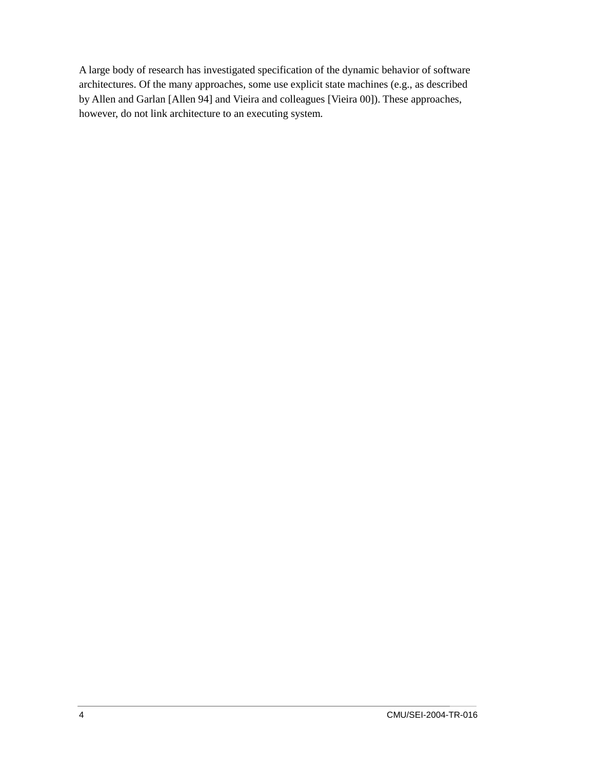A large body of research has investigated specification of the dynamic behavior of software architectures. Of the many approaches, some use explicit state machines (e.g., as described by Allen and Garlan [Allen 94] and Vieira and colleagues [Vieira 00]). These approaches, however, do not link architecture to an executing system.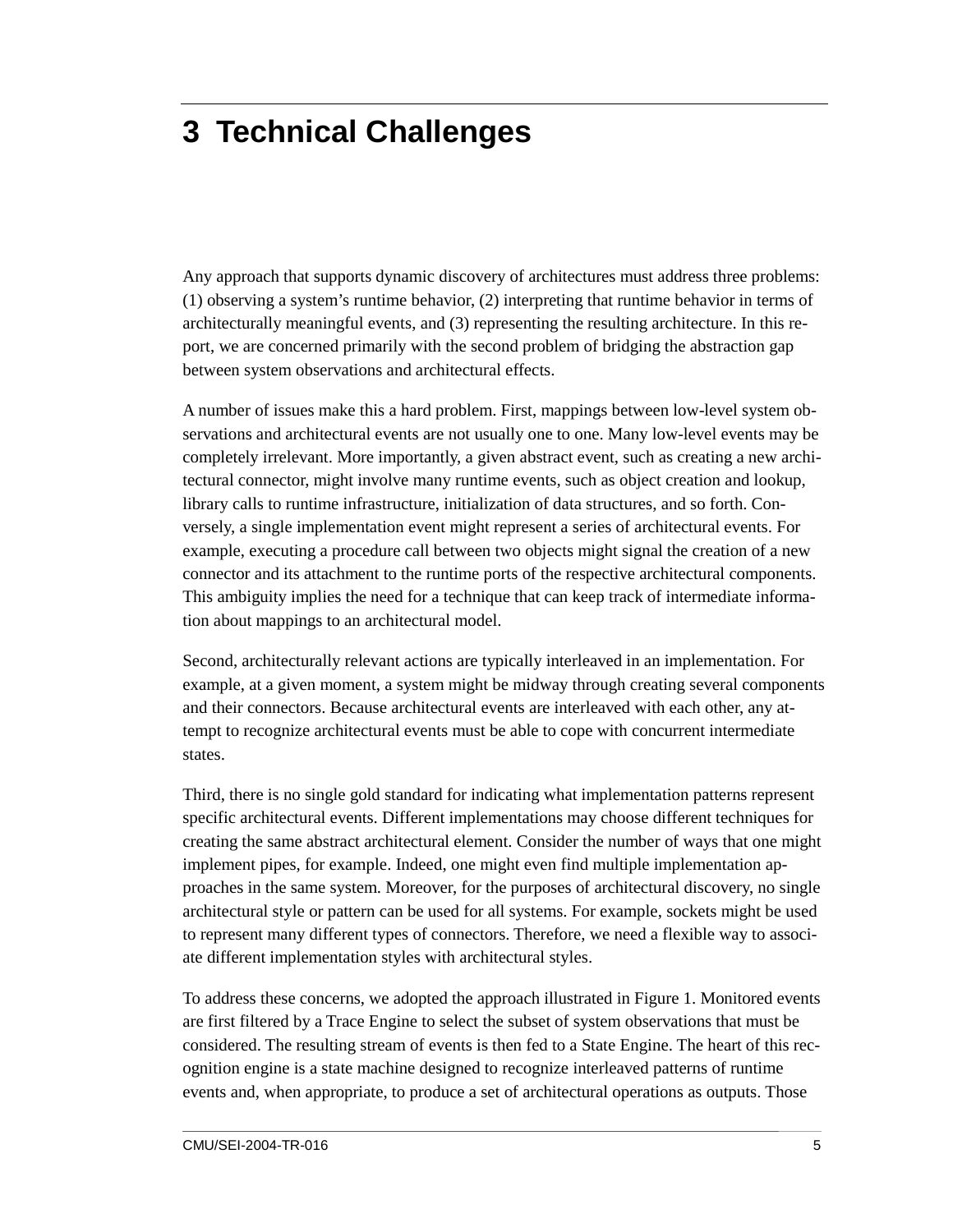# 3 Technical Challenges

Any approach that supports dynamic discovery of architectures must address three problems: (1) observing a system's runtime behavior, (2) interpreting that runtime behavior in terms of architecturally meaningful events, and (3) representing the resulting architecture. In this report, we are concerned primarily with the second problem of bridging the abstraction gap between system observations and architectural effects.

A number of issues make this a hard problem. First, mappings between low-level system observations and architectural events are not usually one to one. Many low-level events may be completely irrelevant. More importantly, a given abstract event, such as creating a new architectural connector, might involve many runtime events, such as object creation and lookup, library calls to runtime infrastructure, initialization of data structures, and so forth. Conversely, a single implementation event might represent a series of architectural events. For example, executing a procedure call between two objects might signal the creation of a new connector and its attachment to the runtime ports of the respective architectural components. This ambiguity implies the need for a technique that can keep track of intermediate information about mappings to an architectural model.

Second, architecturally relevant actions are typically interleaved in an implementation. For example, at a given moment, a system might be midway through creating several components and their connectors. Because architectural events are interleaved with each other, any attempt to recognize architectural events must be able to cope with concurrent intermediate states.

Third, there is no single gold standard for indicating what implementation patterns represent specific architectural events. Different implementations may choose different techniques for creating the same abstract architectural element. Consider the number of ways that one might implement pipes, for example. Indeed, one might even find multiple implementation approaches in the same system. Moreover, for the purposes of architectural discovery, no single architectural style or pattern can be used for all systems. For example, sockets might be used to represent many different types of connectors. Therefore, we need a flexible way to associate different implementation styles with architectural styles.

To address these concerns, we adopted the approach illustrated in Figure 1. Monitored events are first filtered by a Trace Engine to select the subset of system observations that must be considered. The resulting stream of events is then fed to a State Engine. The heart of this recognition engine is a state machine designed to recognize interleaved patterns of runtime events and, when appropriate, to produce a set of architectural operations as outputs. Those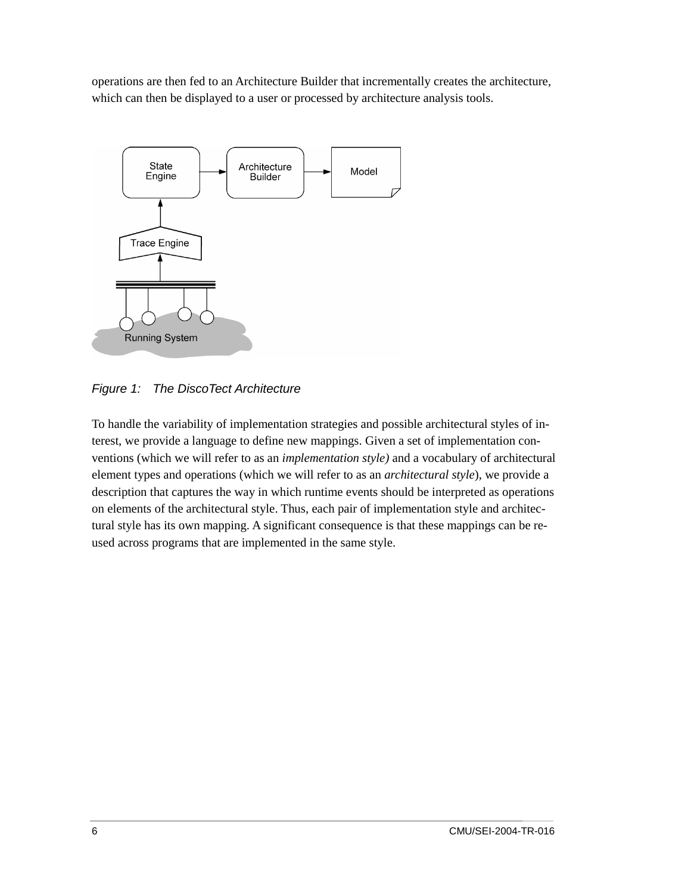operations are then fed to an Architecture Builder that incrementally creates the architecture, which can then be displayed to a user or processed by architecture analysis tools.

*Figure 1: The DiscoTect Architecture*

To handle the variability of implementation strategies and possible architectural styles of interest, we provide a language to define new mappings. Given a set of implementation conventions (which we will refer to as an *implementation style)* and a vocabulary of architectural element types and operations (which we will refer to as an *architectural style*), we provide a description that captures the way in which runtime events should be interpreted as operations on elements of the architectural style. Thus, each pair of implementation style and architectural style has its own mapping. A significant consequence is that these mappings can be reused across programs that are implemented in the same style.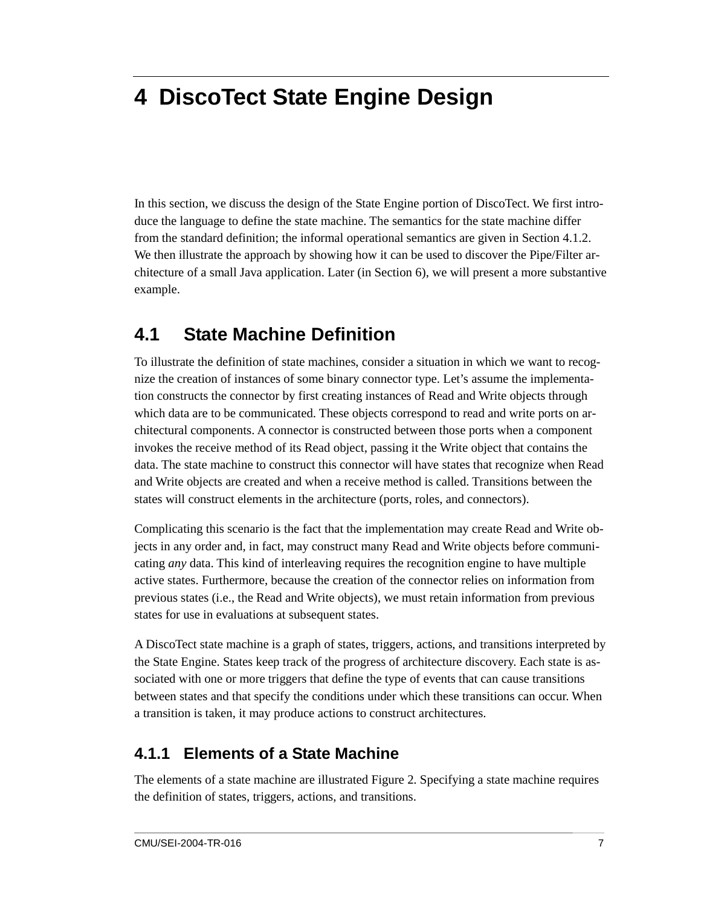# 4 DiscoTect State Engine Design

In this section, we discuss the design of the State Engine portion of DiscoTect. We first introduce the language to define the state machine. The semantics for the state machine differ from the standard definition; the informal operational semantics are given in Section 4.1.2. We then illustrate the approach by showing how it can be used to discover the Pipe/Filter architecture of a small Java application. Later (in Section 6), we will present a more substantive example.

## 4.1 State Machine Definition

To illustrate the definition of state machines, consider a situation in which we want to recognize the creation of instances of some binary connector type. Let's assume the implementation constructs the connector by first creating instances of Read and Write objects through which data are to be communicated. These objects correspond to read and write ports on architectural components. A connector is constructed between those ports when a component invokes the receive method of its Read object, passing it the Write object that contains the data. The state machine to construct this connector will have states that recognize when Read and Write objects are created and when a receive method is called. Transitions between the states will construct elements in the architecture (ports, roles, and connectors).

Complicating this scenario is the fact that the implementation may create Read and Write objects in any order and, in fact, may construct many Read and Write objects before communicating *any* data. This kind of interleaving requires the recognition engine to have multiple active states. Furthermore, because the creation of the connector relies on information from previous states (i.e., the Read and Write objects), we must retain information from previous states for use in evaluations at subsequent states.

A DiscoTect state machine is a graph of states, triggers, actions, and transitions interpreted by the State Engine. States keep track of the progress of architecture discovery. Each state is associated with one or more triggers that define the type of events that can cause transitions between states and that specify the conditions under which these transitions can occur. When a transition is taken, it may produce actions to construct architectures.

### 4.1.1 Elements of a State Machine

The elements of a state machine are illustrated Figure 2. Specifying a state machine requires the definition of states, triggers, actions, and transitions.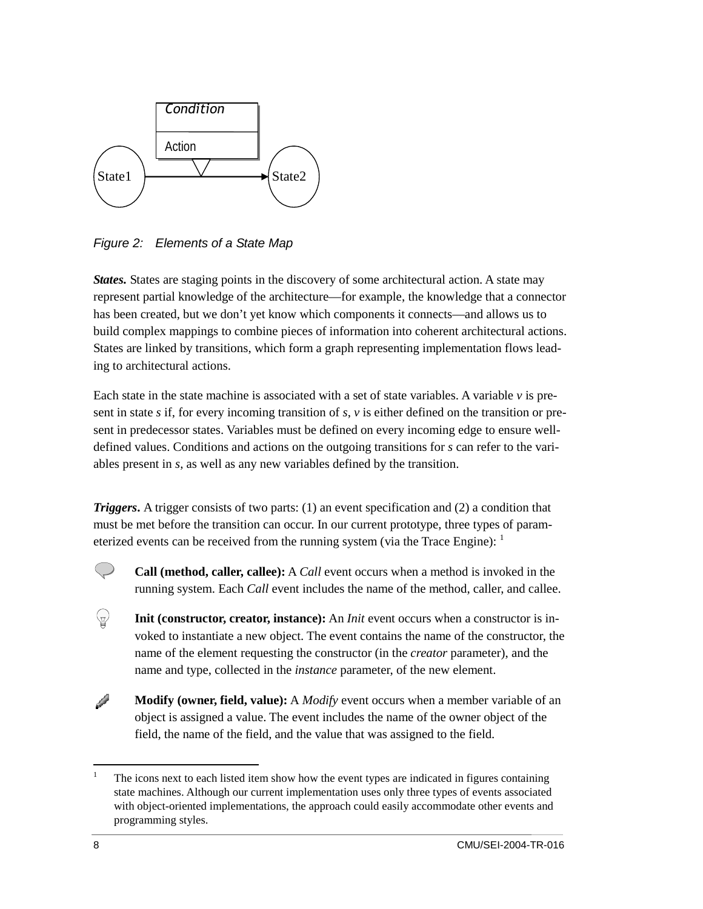Figure 2: Elements of a State Map

***States.*** States are staging points in the discovery of some architectural action. A state may represent partial knowledge of the architecture—for example, the knowledge that a connector has been created, but we don't yet know which components it connects—and allows us to build complex mappings to combine pieces of information into coherent architectural actions. States are linked by transitions, which form a graph representing implementation flows leading to architectural actions.

Each state in the state machine is associated with a set of state variables. A variable *v* is present in state *s* if, for every incoming transition of *s*, *v* is either defined on the transition or present in predecessor states. Variables must be defined on every incoming edge to ensure well-defined values. Conditions and actions on the outgoing transitions for *s* can refer to the variables present in *s*, as well as any new variables defined by the transition.

***Triggers***. A trigger consists of two parts: (1) an event specification and (2) a condition that must be met before the transition can occur. In our current prototype, three types of parameterized events can be received from the running system (via the Trace Engine): [1]

- **Call (method, caller, callee):** A *Call* event occurs when a method is invoked in the running system. Each *Call* event includes the name of the method, caller, and callee.
- **Init (constructor, creator, instance):** An *Init* event occurs when a constructor is invoked to instantiate a new object. The event contains the name of the constructor, the name of the element requesting the constructor (in the *creator* parameter), and the name and type, collected in the *instance* parameter, of the new element.
- **Modify (owner, field, value):** A *Modify* event occurs when a member variable of an object is assigned a value. The event includes the name of the owner object of the field, the name of the field, and the value that was assigned to the field.

[1] The icons next to each listed item show how the event types are indicated in figures containing state machines. Although our current implementation uses only three types of events associated with object-oriented implementations, the approach could easily accommodate other events and programming styles.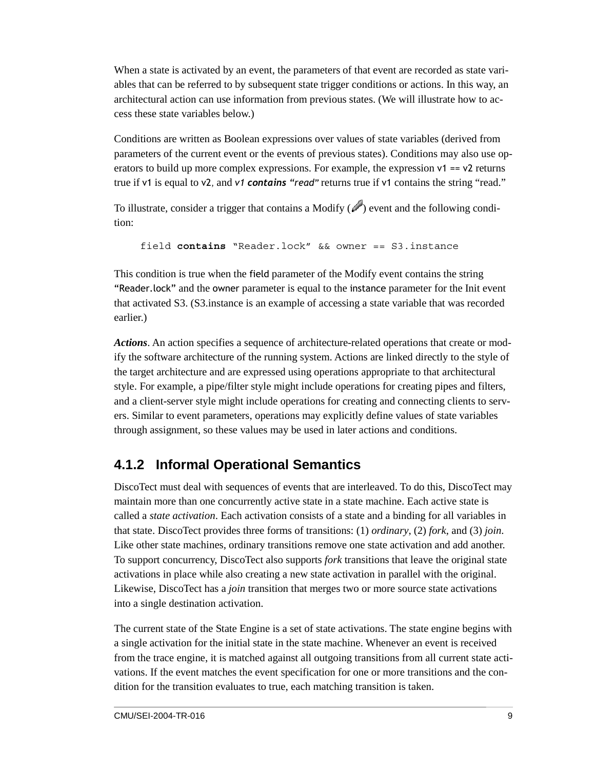When a state is activated by an event, the parameters of that event are recorded as state variables that can be referred to by subsequent state trigger conditions or actions. In this way, an architectural action can use information from previous states. (We will illustrate how to access these state variables below.)

Conditions are written as Boolean expressions over values of state variables (derived from parameters of the current event or the events of previous states). Conditions may also use operators to build up more complex expressions. For example, the expression `v1 == v2` returns true if `v1` is equal to `v2`, and *`v1` **contains** "read"* returns true if `v1` contains the string "read."

To illustrate, consider a trigger that contains a Modify ( ) event and the following condition:

```
field contains "Reader.lock" && owner == S3.instance
```

This condition is true when the `field` parameter of the Modify event contains the string "`Reader.lock`" and the `owner` parameter is equal to the `instance` parameter for the Init event that activated S3. (S3.instance is an example of accessing a state variable that was recorded earlier.)

***Actions***. An action specifies a sequence of architecture-related operations that create or modify the software architecture of the running system. Actions are linked directly to the style of the target architecture and are expressed using operations appropriate to that architectural style. For example, a pipe/filter style might include operations for creating pipes and filters, and a client-server style might include operations for creating and connecting clients to servers. Similar to event parameters, operations may explicitly define values of state variables through assignment, so these values may be used in later actions and conditions.

### 4.1.2 Informal Operational Semantics

DiscoTect must deal with sequences of events that are interleaved. To do this, DiscoTect may maintain more than one concurrently active state in a state machine. Each active state is called a *state activation*. Each activation consists of a state and a binding for all variables in that state. DiscoTect provides three forms of transitions: (1) *ordinary*, (2) *fork*, and (3) *join*. Like other state machines, ordinary transitions remove one state activation and add another. To support concurrency, DiscoTect also supports *fork* transitions that leave the original state activations in place while also creating a new state activation in parallel with the original. Likewise, DiscoTect has a *join* transition that merges two or more source state activations into a single destination activation.

The current state of the State Engine is a set of state activations. The state engine begins with a single activation for the initial state in the state machine. Whenever an event is received from the trace engine, it is matched against all outgoing transitions from all current state activations. If the event matches the event specification for one or more transitions and the condition for the transition evaluates to true, each matching transition is taken.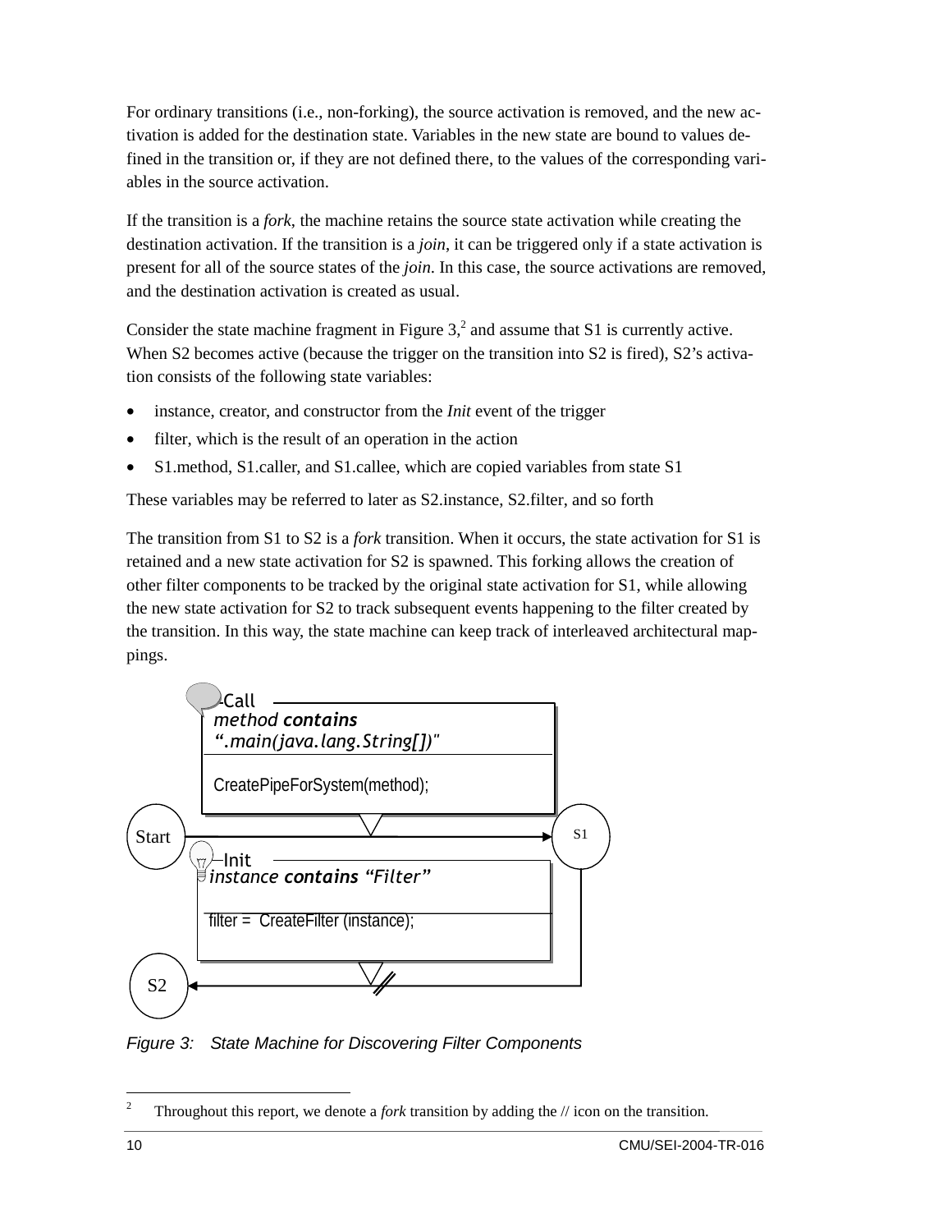For ordinary transitions (i.e., non-forking), the source activation is removed, and the new activation is added for the destination state. Variables in the new state are bound to values defined in the transition or, if they are not defined there, to the values of the corresponding variables in the source activation.

If the transition is a *fork*, the machine retains the source state activation while creating the destination activation. If the transition is a *join*, it can be triggered only if a state activation is present for all of the source states of the *join*. In this case, the source activations are removed, and the destination activation is created as usual.

Consider the state machine fragment in Figure 3,[2] and assume that S1 is currently active. When S2 becomes active (because the trigger on the transition into S2 is fired), S2's activation consists of the following state variables:

- instance, creator, and constructor from the *Init* event of the trigger
- filter, which is the result of an operation in the action
- S1.method, S1.caller, and S1.callee, which are copied variables from state S1

These variables may be referred to later as S2.instance, S2.filter, and so forth

The transition from S1 to S2 is a *fork* transition. When it occurs, the state activation for S1 is retained and a new state activation for S2 is spawned. This forking allows the creation of other filter components to be tracked by the original state activation for S1, while allowing the new state activation for S2 to track subsequent events happening to the filter created by the transition. In this way, the state machine can keep track of interleaved architectural mappings.

*Figure 3: State Machine for Discovering Filter Components*

[2] Throughout this report, we denote a *fork* transition by adding the // icon on the transition.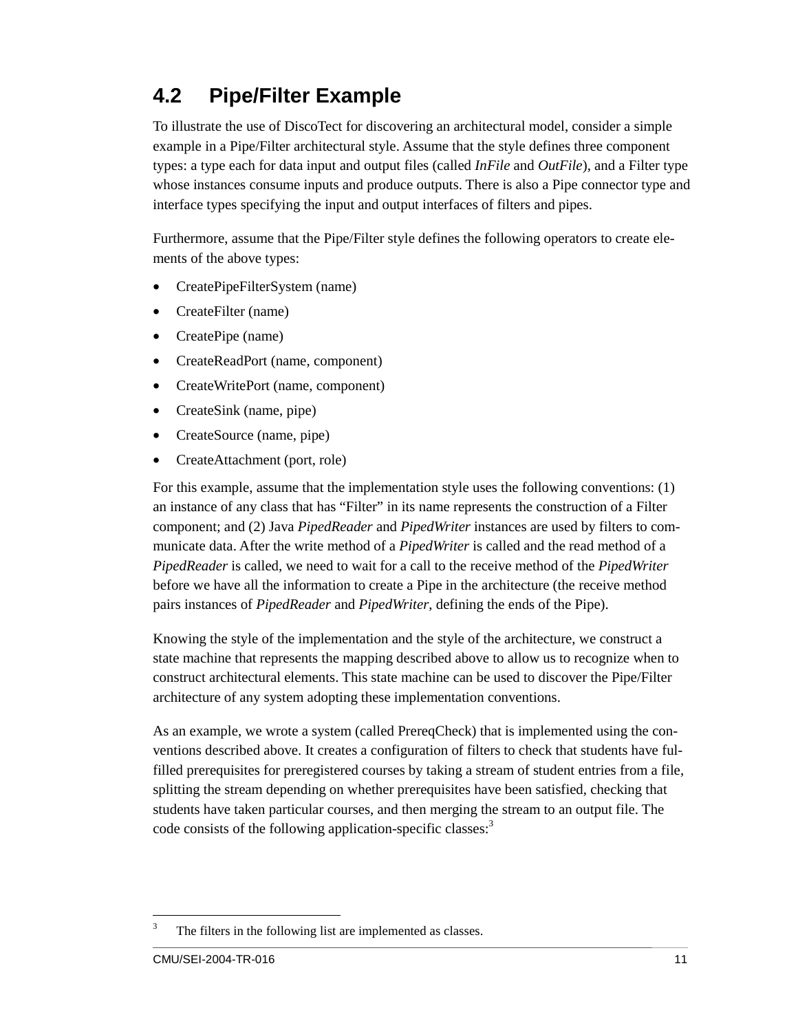## 4.2 Pipe/Filter Example

To illustrate the use of DiscoTect for discovering an architectural model, consider a simple example in a Pipe/Filter architectural style. Assume that the style defines three component types: a type each for data input and output files (called *InFile* and *OutFile*), and a Filter type whose instances consume inputs and produce outputs. There is also a Pipe connector type and interface types specifying the input and output interfaces of filters and pipes.

Furthermore, assume that the Pipe/Filter style defines the following operators to create elements of the above types:

- CreatePipeFilterSystem (name)
- CreateFilter (name)
- CreatePipe (name)
- CreateReadPort (name, component)
- CreateWritePort (name, component)
- CreateSink (name, pipe)
- CreateSource (name, pipe)
- CreateAttachment (port, role)

For this example, assume that the implementation style uses the following conventions: (1) an instance of any class that has "Filter" in its name represents the construction of a Filter component; and (2) Java *PipedReader* and *PipedWriter* instances are used by filters to communicate data. After the write method of a *PipedWriter* is called and the read method of a *PipedReader* is called, we need to wait for a call to the receive method of the *PipedWriter* before we have all the information to create a Pipe in the architecture (the receive method pairs instances of *PipedReader* and *PipedWriter*, defining the ends of the Pipe).

Knowing the style of the implementation and the style of the architecture, we construct a state machine that represents the mapping described above to allow us to recognize when to construct architectural elements. This state machine can be used to discover the Pipe/Filter architecture of any system adopting these implementation conventions.

As an example, we wrote a system (called PrereqCheck) that is implemented using the conventions described above. It creates a configuration of filters to check that students have fulfilled prerequisites for preregistered courses by taking a stream of student entries from a file, splitting the stream depending on whether prerequisites have been satisfied, checking that students have taken particular courses, and then merging the stream to an output file. The code consists of the following application-specific classes:[3]

[3] The filters in the following list are implemented as classes.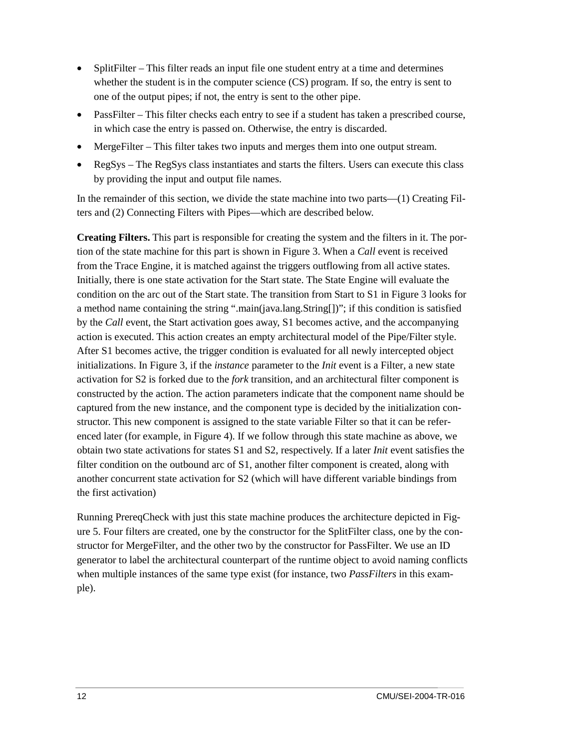- SplitFilter – This filter reads an input file one student entry at a time and determines whether the student is in the computer science (CS) program. If so, the entry is sent to one of the output pipes; if not, the entry is sent to the other pipe.
- PassFilter – This filter checks each entry to see if a student has taken a prescribed course, in which case the entry is passed on. Otherwise, the entry is discarded.
- MergeFilter – This filter takes two inputs and merges them into one output stream.
- RegSys – The RegSys class instantiates and starts the filters. Users can execute this class by providing the input and output file names.

In the remainder of this section, we divide the state machine into two parts—(1) Creating Filters and (2) Connecting Filters with Pipes—which are described below.

**Creating Filters.** This part is responsible for creating the system and the filters in it. The portion of the state machine for this part is shown in Figure 3. When a *Call* event is received from the Trace Engine, it is matched against the triggers outflowing from all active states. Initially, there is one state activation for the Start state. The State Engine will evaluate the condition on the arc out of the Start state. The transition from Start to S1 in Figure 3 looks for a method name containing the string ".main(java.lang.String[])"; if this condition is satisfied by the *Call* event, the Start activation goes away, S1 becomes active, and the accompanying action is executed. This action creates an empty architectural model of the Pipe/Filter style. After S1 becomes active, the trigger condition is evaluated for all newly intercepted object initializations. In Figure 3, if the *instance* parameter to the *Init* event is a Filter, a new state activation for S2 is forked due to the *fork* transition, and an architectural filter component is constructed by the action. The action parameters indicate that the component name should be captured from the new instance, and the component type is decided by the initialization constructor. This new component is assigned to the state variable Filter so that it can be referenced later (for example, in Figure 4). If we follow through this state machine as above, we obtain two state activations for states S1 and S2, respectively. If a later *Init* event satisfies the filter condition on the outbound arc of S1, another filter component is created, along with another concurrent state activation for S2 (which will have different variable bindings from the first activation)

Running PrereqCheck with just this state machine produces the architecture depicted in Figure 5. Four filters are created, one by the constructor for the SplitFilter class, one by the constructor for MergeFilter, and the other two by the constructor for PassFilter. We use an ID generator to label the architectural counterpart of the runtime object to avoid naming conflicts when multiple instances of the same type exist (for instance, two *PassFilters* in this example).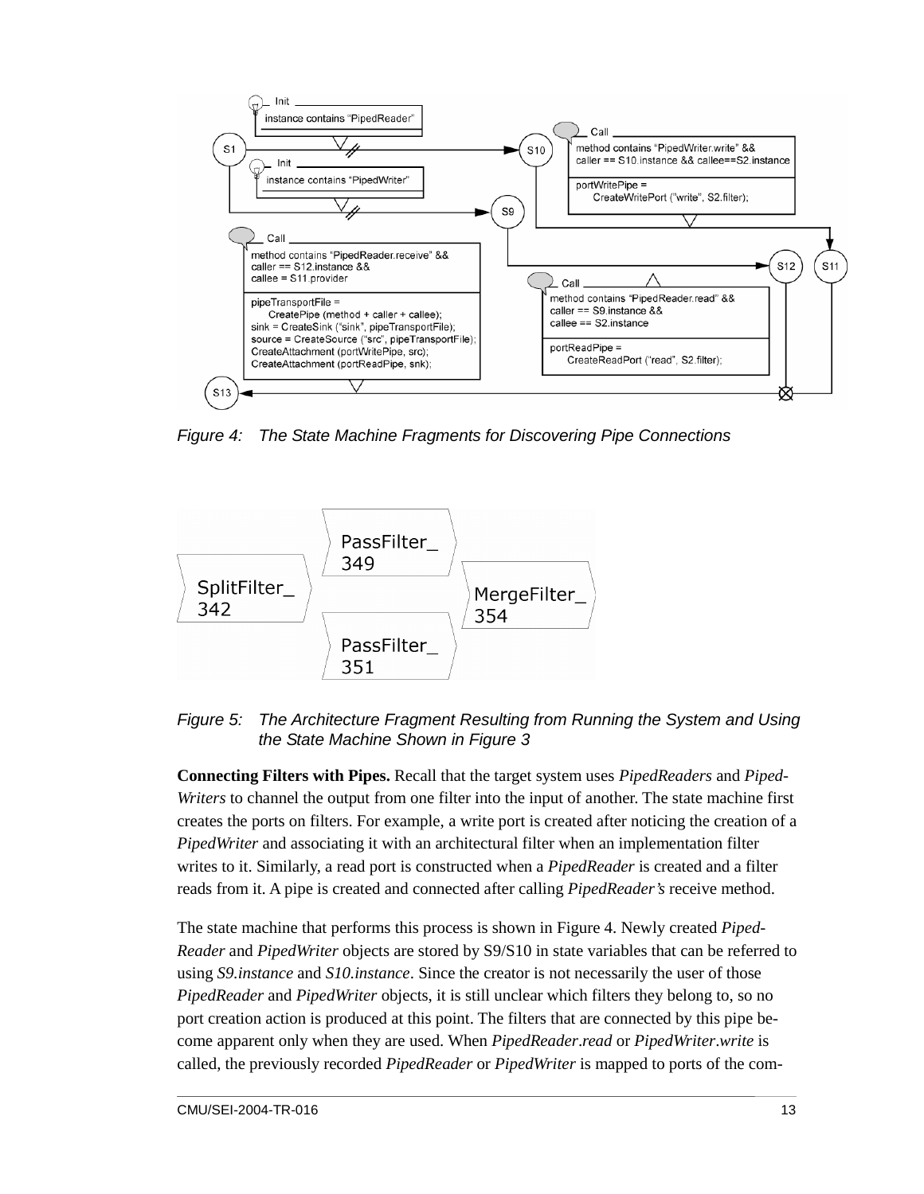*Figure 4: The State Machine Fragments for Discovering Pipe Connections*

*Figure 5: The Architecture Fragment Resulting from Running the System and Using the State Machine Shown in Figure 3*

**Connecting Filters with Pipes.** Recall that the target system uses *PipedReaders* and *PipedWriters* to channel the output from one filter into the input of another. The state machine first creates the ports on filters. For example, a write port is created after noticing the creation of a *PipedWriter* and associating it with an architectural filter when an implementation filter writes to it. Similarly, a read port is constructed when a *PipedReader* is created and a filter reads from it. A pipe is created and connected after calling *PipedReader's* receive method.

The state machine that performs this process is shown in Figure 4. Newly created *PipedReader* and *PipedWriter* objects are stored by S9/S10 in state variables that can be referred to using *S9.instance* and *S10.instance*. Since the creator is not necessarily the user of those *PipedReader* and *PipedWriter* objects, it is still unclear which filters they belong to, so no port creation action is produced at this point. The filters that are connected by this pipe become apparent only when they are used. When *PipedReader.read* or *PipedWriter.write* is called, the previously recorded *PipedReader* or *PipedWriter* is mapped to ports of the com-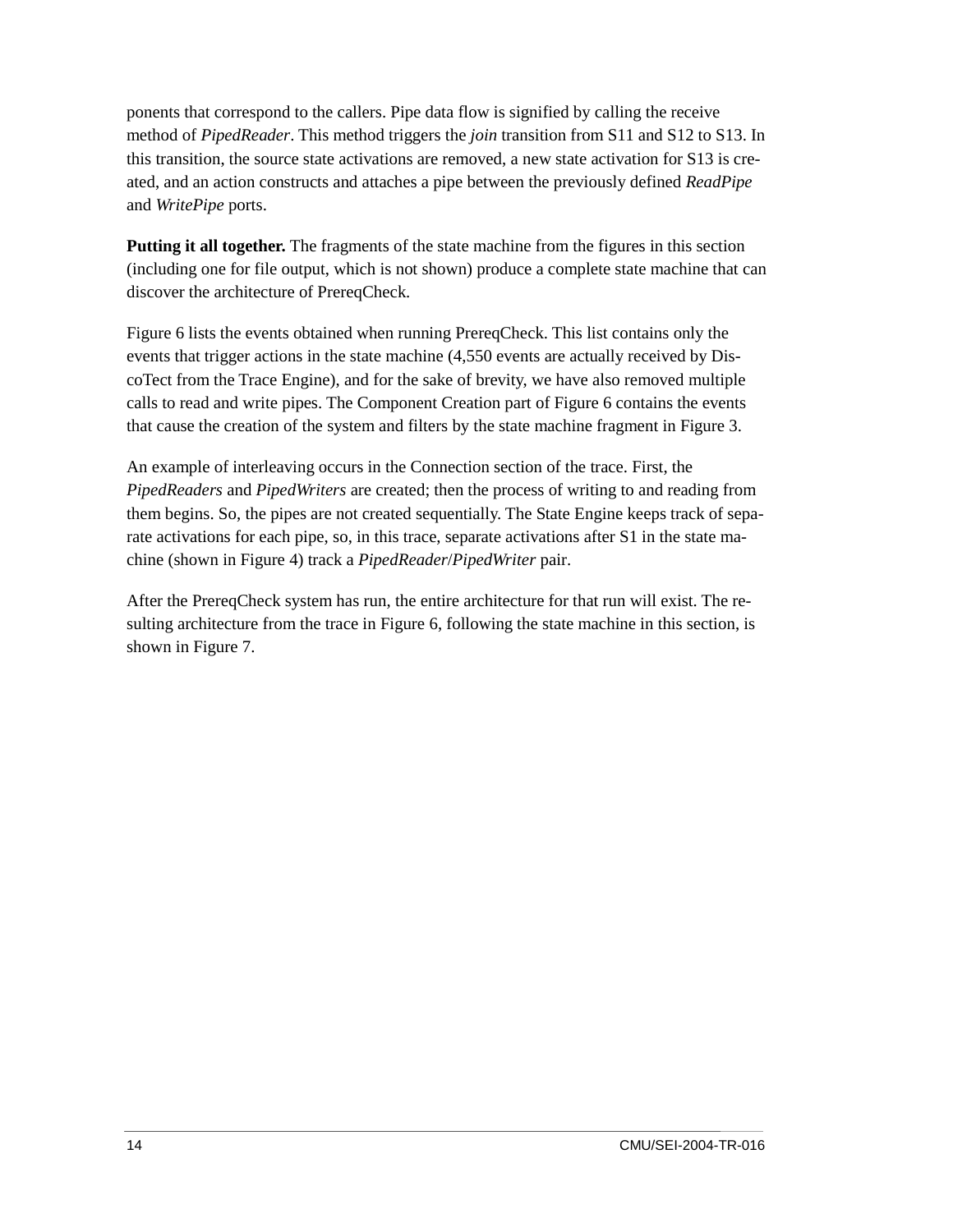ponents that correspond to the callers. Pipe data flow is signified by calling the receive method of *PipedReader*. This method triggers the *join* transition from S11 and S12 to S13. In this transition, the source state activations are removed, a new state activation for S13 is created, and an action constructs and attaches a pipe between the previously defined *ReadPipe* and *WritePipe* ports.

**Putting it all together.** The fragments of the state machine from the figures in this section (including one for file output, which is not shown) produce a complete state machine that can discover the architecture of PrereqCheck.

Figure 6 lists the events obtained when running PrereqCheck. This list contains only the events that trigger actions in the state machine (4,550 events are actually received by DiscoTect from the Trace Engine), and for the sake of brevity, we have also removed multiple calls to read and write pipes. The Component Creation part of Figure 6 contains the events that cause the creation of the system and filters by the state machine fragment in Figure 3.

An example of interleaving occurs in the Connection section of the trace. First, the *PipedReaders* and *PipedWriters* are created; then the process of writing to and reading from them begins. So, the pipes are not created sequentially. The State Engine keeps track of separate activations for each pipe, so, in this trace, separate activations after S1 in the state machine (shown in Figure 4) track a *PipedReader*/*PipedWriter* pair.

After the PrereqCheck system has run, the entire architecture for that run will exist. The resulting architecture from the trace in Figure 6, following the state machine in this section, is shown in Figure 7.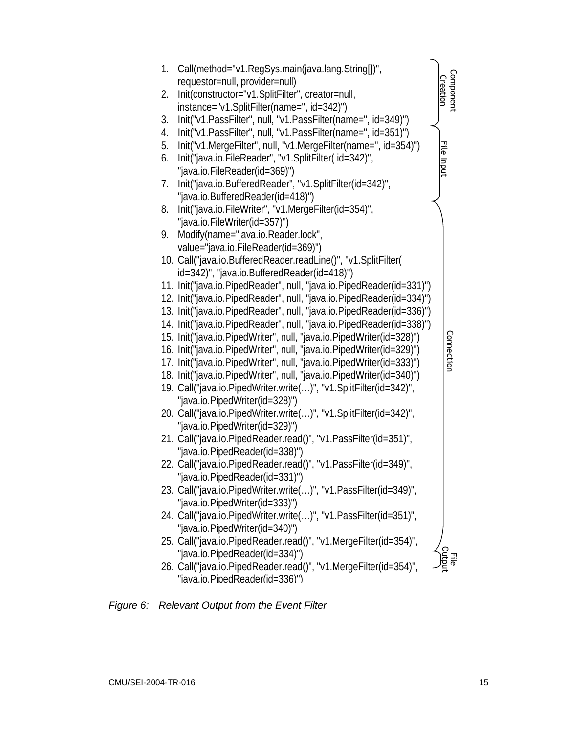1. Call(method="v1.RegSys.main(java.lang.String[])", requestor=null, provider=null)
2. Init(constructor="v1.SplitFilter", creator=null, instance="v1.SplitFilter(name=", id=342)")
3. Init("v1.PassFilter", null, "v1.PassFilter(name=", id=349)")
4. Init("v1.PassFilter", null, "v1.PassFilter(name=", id=351)")
5. Init("v1.MergeFilter", null, "v1.MergeFilter(name=", id=354)")
6. Init("java.io.FileReader", "v1.SplitFilter( id=342)", "java.io.FileReader(id=369)")
7. Init("java.io.BufferedReader", "v1.SplitFilter(id=342)", "java.io.BufferedReader(id=418)")
8. Init("java.io.FileWriter", "v1.MergeFilter(id=354)", "java.io.FileWriter(id=357)")
9. Modify(name="java.io.Reader.lock", value="java.io.FileReader(id=369)")
10. Call("java.io.BufferedReader.readLine()", "v1.SplitFilter( id=342)", "java.io.BufferedReader(id=418)")
11. Init("java.io.PipedReader", null, "java.io.PipedReader(id=331)")
12. Init("java.io.PipedReader", null, "java.io.PipedReader(id=334)")
13. Init("java.io.PipedReader", null, "java.io.PipedReader(id=336)")
14. Init("java.io.PipedReader", null, "java.io.PipedReader(id=338)")
15. Init("java.io.PipedWriter", null, "java.io.PipedWriter(id=328)")
16. Init("java.io.PipedWriter", null, "java.io.PipedWriter(id=329)")
17. Init("java.io.PipedWriter", null, "java.io.PipedWriter(id=333)")
18. Init("java.io.PipedWriter", null, "java.io.PipedWriter(id=340)")
19. Call("java.io.PipedWriter.write(…)", "v1.SplitFilter(id=342)", "java.io.PipedWriter(id=328)")
20. Call("java.io.PipedWriter.write(…)", "v1.SplitFilter(id=342)", "java.io.PipedWriter(id=329)")
21. Call("java.io.PipedReader.read()", "v1.PassFilter(id=351)", "java.io.PipedReader(id=338)")
22. Call("java.io.PipedReader.read()", "v1.PassFilter(id=349)", "java.io.PipedReader(id=331)")
23. Call("java.io.PipedWriter.write(…)", "v1.PassFilter(id=349)", "java.io.PipedWriter(id=333)")
24. Call("java.io.PipedWriter.write(…)", "v1.PassFilter(id=351)", "java.io.PipedWriter(id=340)")
25. Call("java.io.PipedReader.read()", "v1.MergeFilter(id=354)", "java.io.PipedReader(id=334)")
26. Call("java.io.PipedReader.read()", "v1.MergeFilter(id=354)", "java.io.PipedReader(id=336)")

Component Creation (lines 1–4) · File Input (lines 5–7) · Connection (lines 8–25) · File Output (lines 25–26)

*Figure 6: Relevant Output from the Event Filter*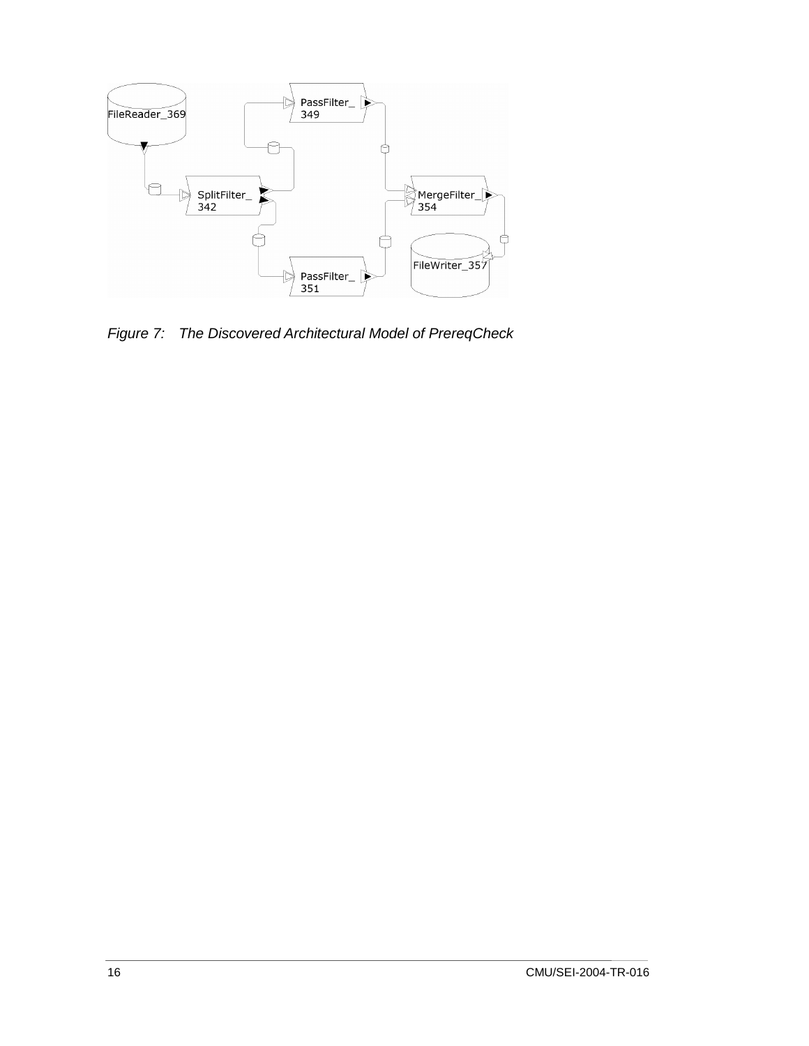*Figure 7:    The Discovered Architectural Model of PrereqCheck*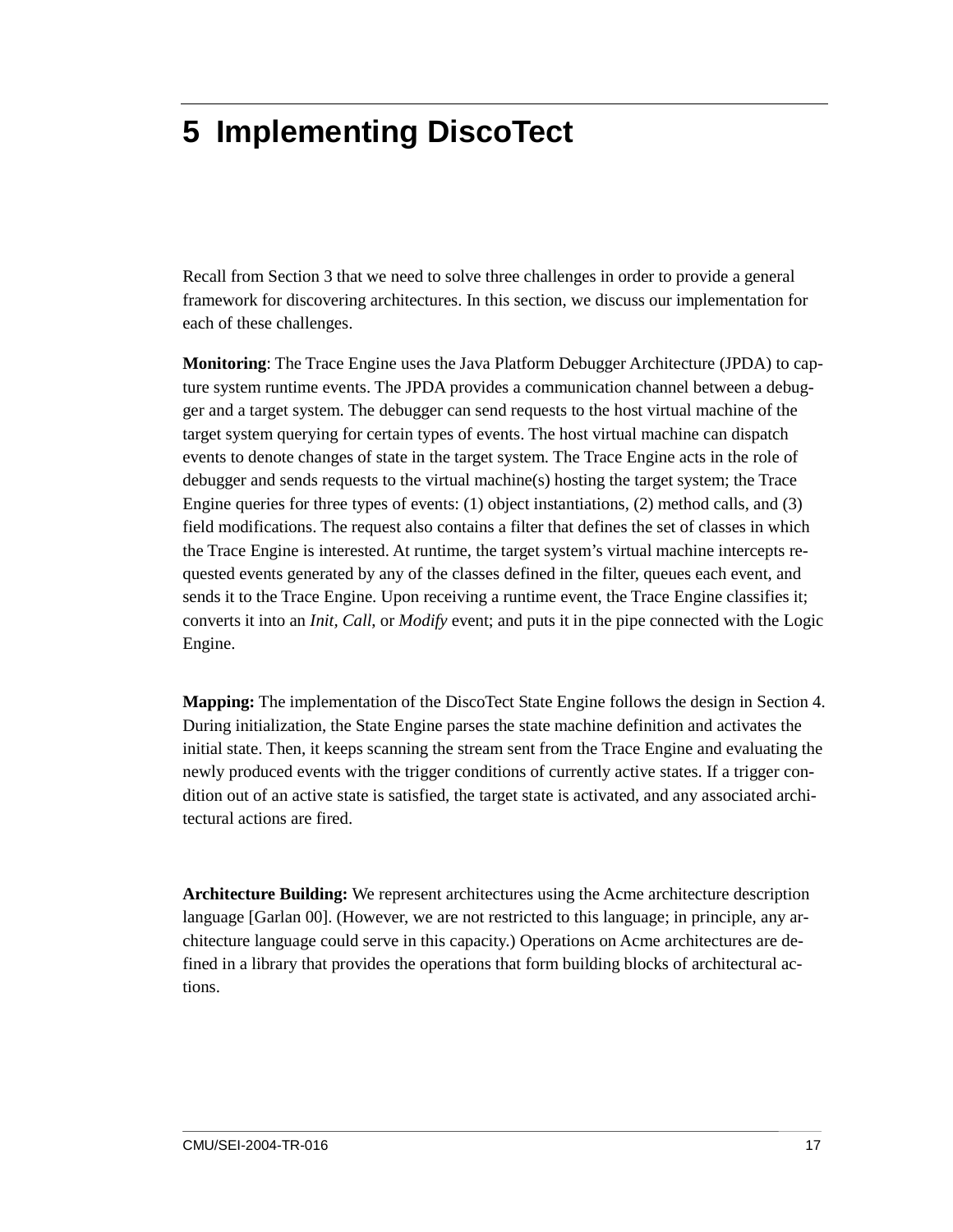# 5 Implementing DiscoTect

Recall from Section 3 that we need to solve three challenges in order to provide a general framework for discovering architectures. In this section, we discuss our implementation for each of these challenges.

**Monitoring**: The Trace Engine uses the Java Platform Debugger Architecture (JPDA) to capture system runtime events. The JPDA provides a communication channel between a debugger and a target system. The debugger can send requests to the host virtual machine of the target system querying for certain types of events. The host virtual machine can dispatch events to denote changes of state in the target system. The Trace Engine acts in the role of debugger and sends requests to the virtual machine(s) hosting the target system; the Trace Engine queries for three types of events: (1) object instantiations, (2) method calls, and (3) field modifications. The request also contains a filter that defines the set of classes in which the Trace Engine is interested. At runtime, the target system's virtual machine intercepts requested events generated by any of the classes defined in the filter, queues each event, and sends it to the Trace Engine. Upon receiving a runtime event, the Trace Engine classifies it; converts it into an *Init, Call*, or *Modify* event; and puts it in the pipe connected with the Logic Engine.

**Mapping:** The implementation of the DiscoTect State Engine follows the design in Section 4. During initialization, the State Engine parses the state machine definition and activates the initial state. Then, it keeps scanning the stream sent from the Trace Engine and evaluating the newly produced events with the trigger conditions of currently active states. If a trigger condition out of an active state is satisfied, the target state is activated, and any associated architectural actions are fired.

**Architecture Building:** We represent architectures using the Acme architecture description language [Garlan 00]. (However, we are not restricted to this language; in principle, any architecture language could serve in this capacity.) Operations on Acme architectures are defined in a library that provides the operations that form building blocks of architectural actions.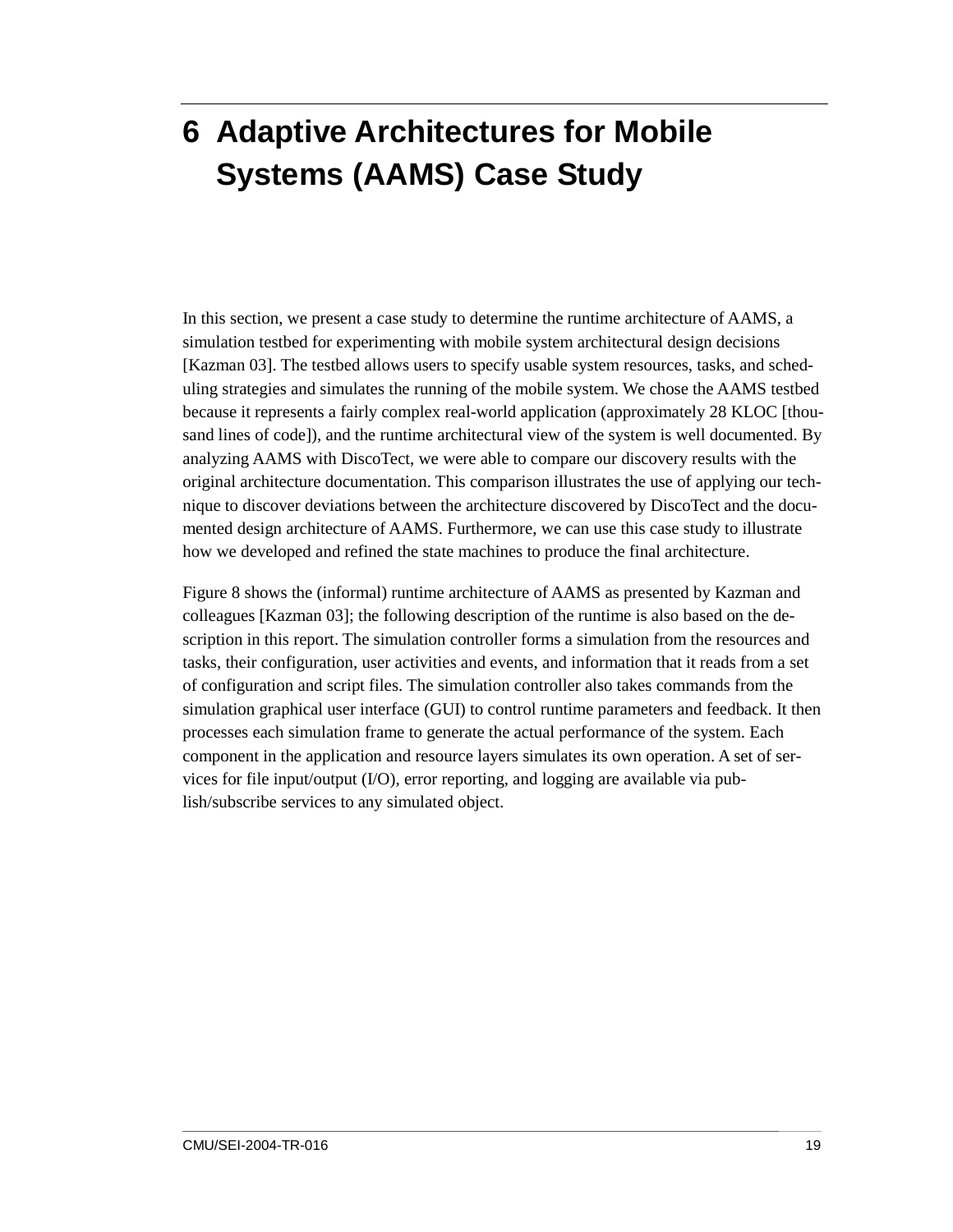# 6 Adaptive Architectures for Mobile Systems (AAMS) Case Study

In this section, we present a case study to determine the runtime architecture of AAMS, a simulation testbed for experimenting with mobile system architectural design decisions [Kazman 03]. The testbed allows users to specify usable system resources, tasks, and scheduling strategies and simulates the running of the mobile system. We chose the AAMS testbed because it represents a fairly complex real-world application (approximately 28 KLOC [thousand lines of code]), and the runtime architectural view of the system is well documented. By analyzing AAMS with DiscoTect, we were able to compare our discovery results with the original architecture documentation. This comparison illustrates the use of applying our technique to discover deviations between the architecture discovered by DiscoTect and the documented design architecture of AAMS. Furthermore, we can use this case study to illustrate how we developed and refined the state machines to produce the final architecture.

Figure 8 shows the (informal) runtime architecture of AAMS as presented by Kazman and colleagues [Kazman 03]; the following description of the runtime is also based on the description in this report. The simulation controller forms a simulation from the resources and tasks, their configuration, user activities and events, and information that it reads from a set of configuration and script files. The simulation controller also takes commands from the simulation graphical user interface (GUI) to control runtime parameters and feedback. It then processes each simulation frame to generate the actual performance of the system. Each component in the application and resource layers simulates its own operation. A set of services for file input/output (I/O), error reporting, and logging are available via publish/subscribe services to any simulated object.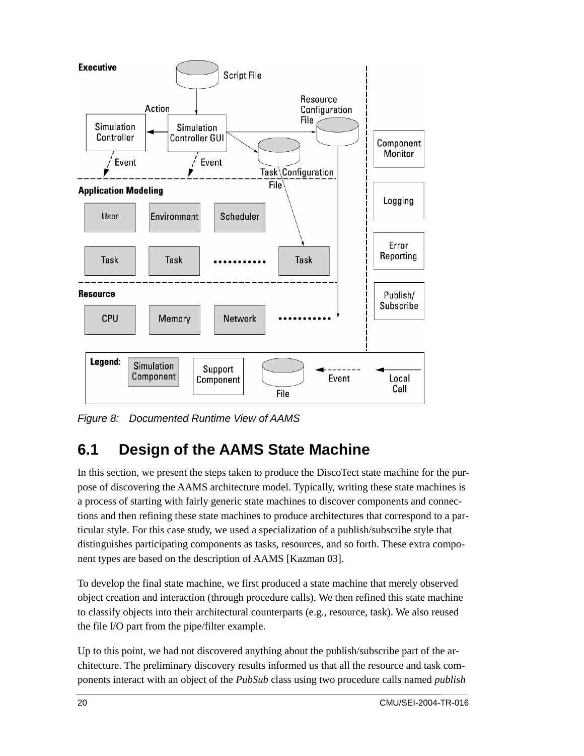*Figure 8: Documented Runtime View of AAMS*

## 6.1 Design of the AAMS State Machine

In this section, we present the steps taken to produce the DiscoTect state machine for the purpose of discovering the AAMS architecture model. Typically, writing these state machines is a process of starting with fairly generic state machines to discover components and connections and then refining these state machines to produce architectures that correspond to a particular style. For this case study, we used a specialization of a publish/subscribe style that distinguishes participating components as tasks, resources, and so forth. These extra component types are based on the description of AAMS [Kazman 03].

To develop the final state machine, we first produced a state machine that merely observed object creation and interaction (through procedure calls). We then refined this state machine to classify objects into their architectural counterparts (e.g., resource, task). We also reused the file I/O part from the pipe/filter example.

Up to this point, we had not discovered anything about the publish/subscribe part of the architecture. The preliminary discovery results informed us that all the resource and task components interact with an object of the *PubSub* class using two procedure calls named *publish*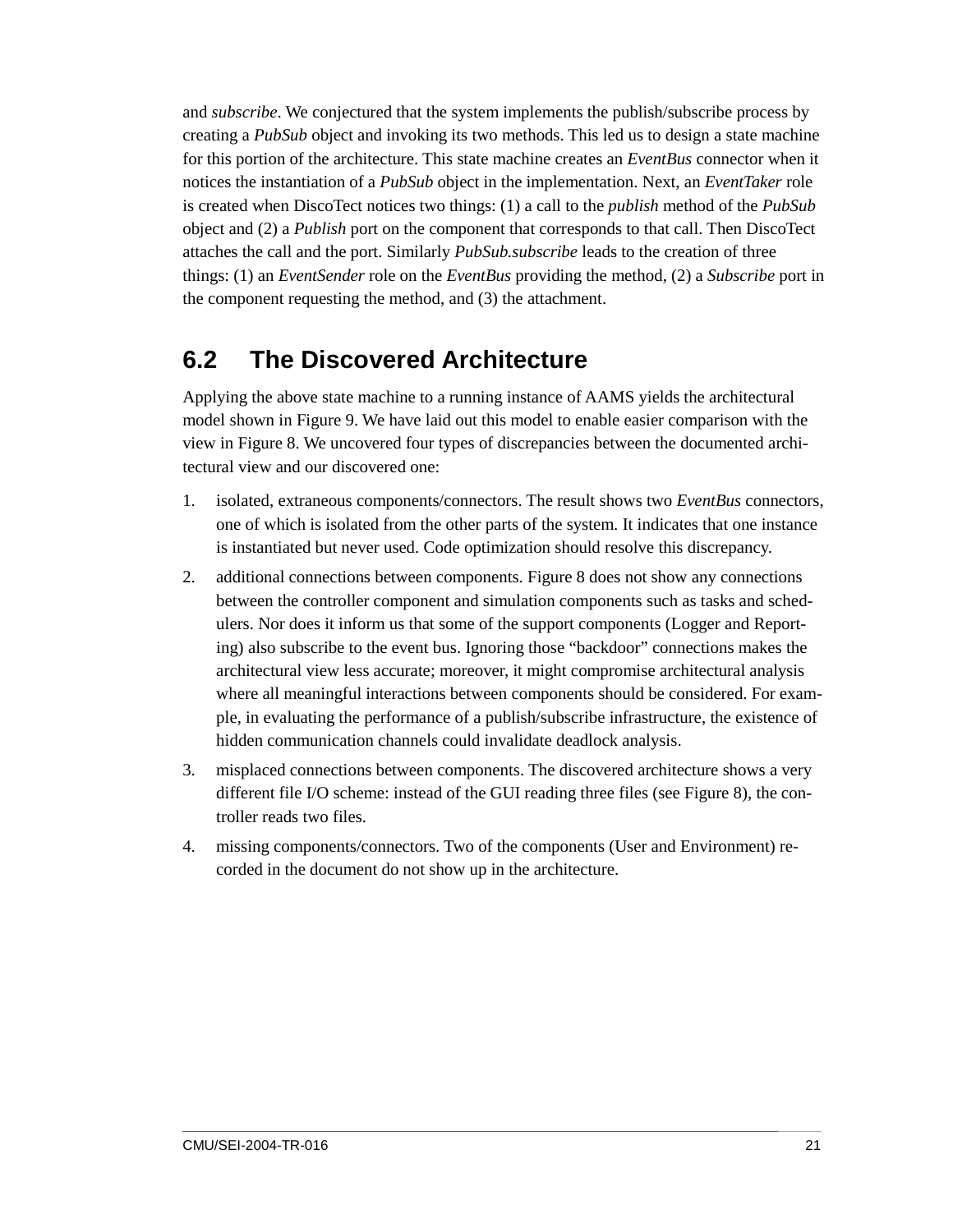and *subscribe*. We conjectured that the system implements the publish/subscribe process by creating a *PubSub* object and invoking its two methods. This led us to design a state machine for this portion of the architecture. This state machine creates an *EventBus* connector when it notices the instantiation of a *PubSub* object in the implementation. Next, an *EventTaker* role is created when DiscoTect notices two things: (1) a call to the *publish* method of the *PubSub* object and (2) a *Publish* port on the component that corresponds to that call. Then DiscoTect attaches the call and the port. Similarly *PubSub.subscribe* leads to the creation of three things: (1) an *EventSender* role on the *EventBus* providing the method, (2) a *Subscribe* port in the component requesting the method, and (3) the attachment.

## 6.2 The Discovered Architecture

Applying the above state machine to a running instance of AAMS yields the architectural model shown in Figure 9. We have laid out this model to enable easier comparison with the view in Figure 8. We uncovered four types of discrepancies between the documented architectural view and our discovered one:

1. isolated, extraneous components/connectors. The result shows two *EventBus* connectors, one of which is isolated from the other parts of the system. It indicates that one instance is instantiated but never used. Code optimization should resolve this discrepancy.
2. additional connections between components. Figure 8 does not show any connections between the controller component and simulation components such as tasks and schedulers. Nor does it inform us that some of the support components (Logger and Reporting) also subscribe to the event bus. Ignoring those "backdoor" connections makes the architectural view less accurate; moreover, it might compromise architectural analysis where all meaningful interactions between components should be considered. For example, in evaluating the performance of a publish/subscribe infrastructure, the existence of hidden communication channels could invalidate deadlock analysis.
3. misplaced connections between components. The discovered architecture shows a very different file I/O scheme: instead of the GUI reading three files (see Figure 8), the controller reads two files.
4. missing components/connectors. Two of the components (User and Environment) recorded in the document do not show up in the architecture.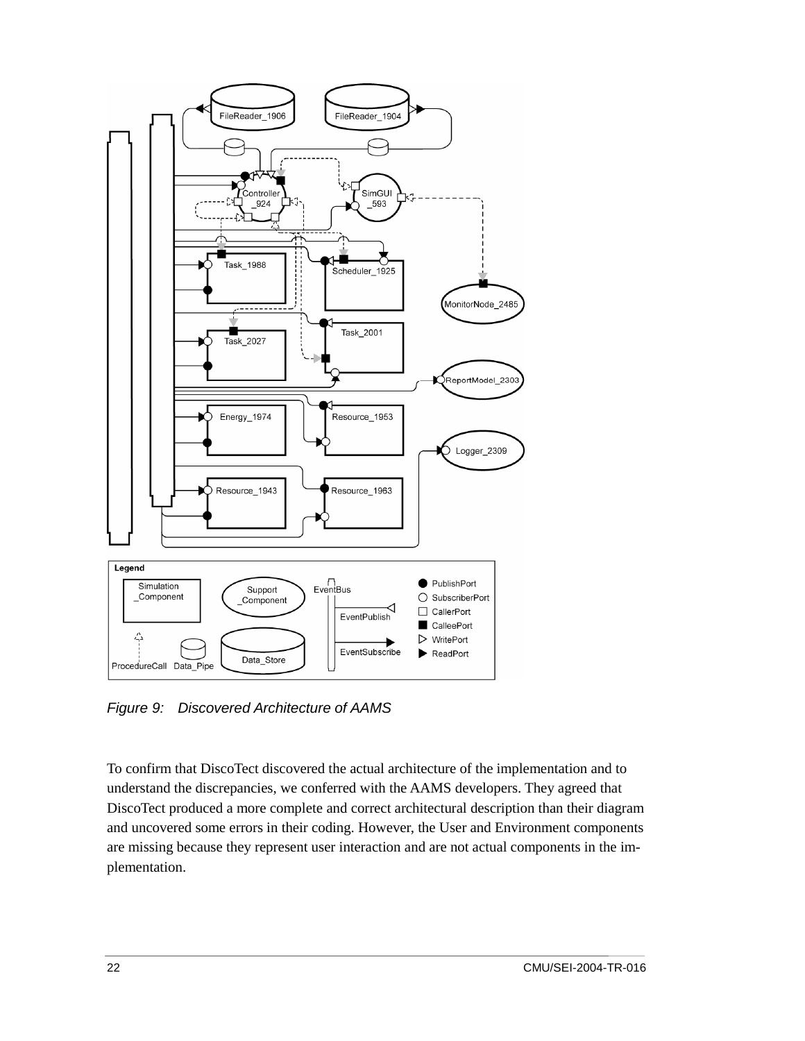*Figure 9: Discovered Architecture of AAMS*

To confirm that DiscoTect discovered the actual architecture of the implementation and to understand the discrepancies, we conferred with the AAMS developers. They agreed that DiscoTect produced a more complete and correct architectural description than their diagram and uncovered some errors in their coding. However, the User and Environment components are missing because they represent user interaction and are not actual components in the implementation.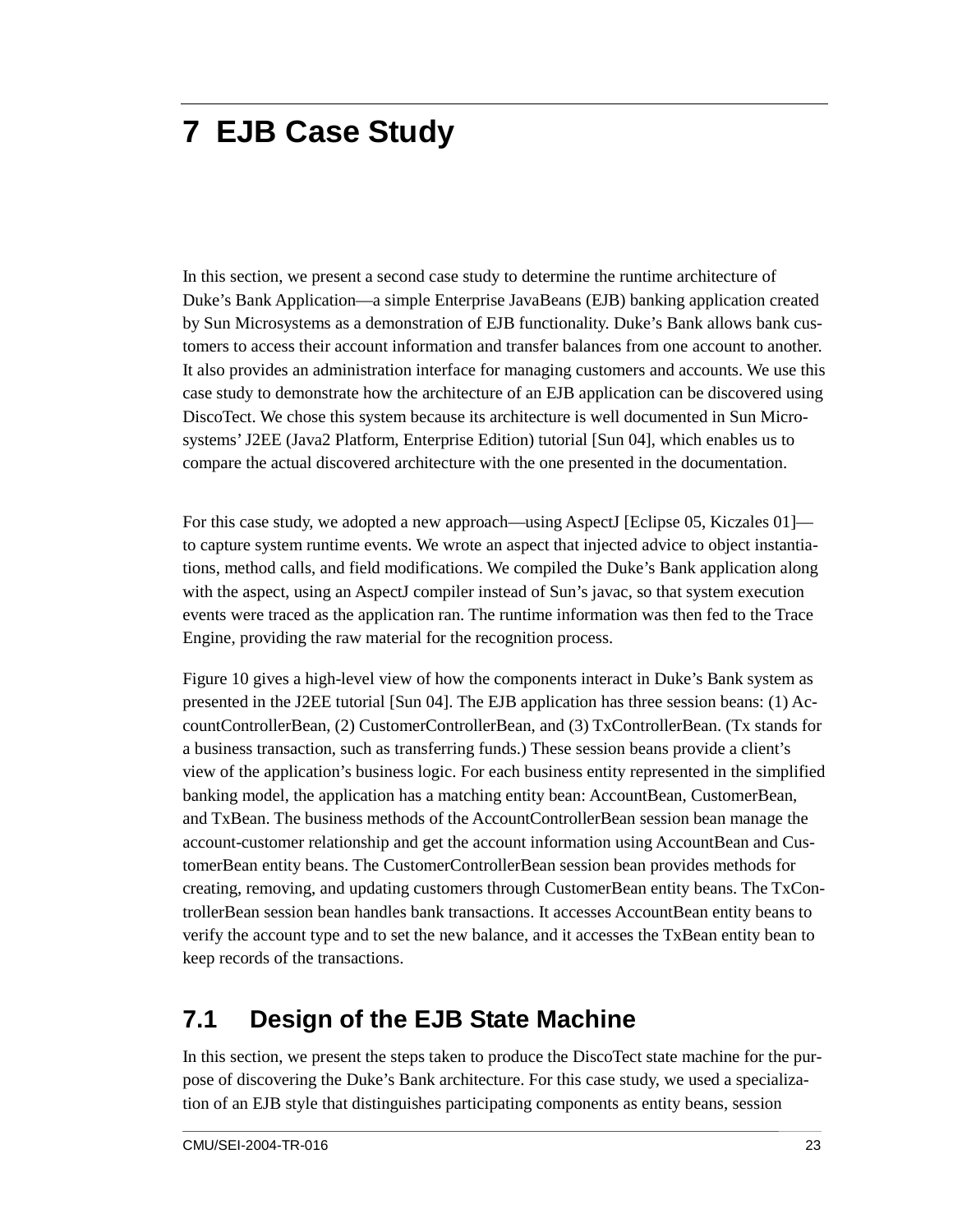# 7 EJB Case Study

In this section, we present a second case study to determine the runtime architecture of Duke's Bank Application—a simple Enterprise JavaBeans (EJB) banking application created by Sun Microsystems as a demonstration of EJB functionality. Duke's Bank allows bank customers to access their account information and transfer balances from one account to another. It also provides an administration interface for managing customers and accounts. We use this case study to demonstrate how the architecture of an EJB application can be discovered using DiscoTect. We chose this system because its architecture is well documented in Sun Microsystems' J2EE (Java2 Platform, Enterprise Edition) tutorial [Sun 04], which enables us to compare the actual discovered architecture with the one presented in the documentation.

For this case study, we adopted a new approach—using AspectJ [Eclipse 05, Kiczales 01]—to capture system runtime events. We wrote an aspect that injected advice to object instantiations, method calls, and field modifications. We compiled the Duke's Bank application along with the aspect, using an AspectJ compiler instead of Sun's javac, so that system execution events were traced as the application ran. The runtime information was then fed to the Trace Engine, providing the raw material for the recognition process.

Figure 10 gives a high-level view of how the components interact in Duke's Bank system as presented in the J2EE tutorial [Sun 04]. The EJB application has three session beans: (1) AccountControllerBean, (2) CustomerControllerBean, and (3) TxControllerBean. (Tx stands for a business transaction, such as transferring funds.) These session beans provide a client's view of the application's business logic. For each business entity represented in the simplified banking model, the application has a matching entity bean: AccountBean, CustomerBean, and TxBean. The business methods of the AccountControllerBean session bean manage the account-customer relationship and get the account information using AccountBean and CustomerBean entity beans. The CustomerControllerBean session bean provides methods for creating, removing, and updating customers through CustomerBean entity beans. The TxControllerBean session bean handles bank transactions. It accesses AccountBean entity beans to verify the account type and to set the new balance, and it accesses the TxBean entity bean to keep records of the transactions.

## 7.1 Design of the EJB State Machine

In this section, we present the steps taken to produce the DiscoTect state machine for the purpose of discovering the Duke's Bank architecture. For this case study, we used a specialization of an EJB style that distinguishes participating components as entity beans, session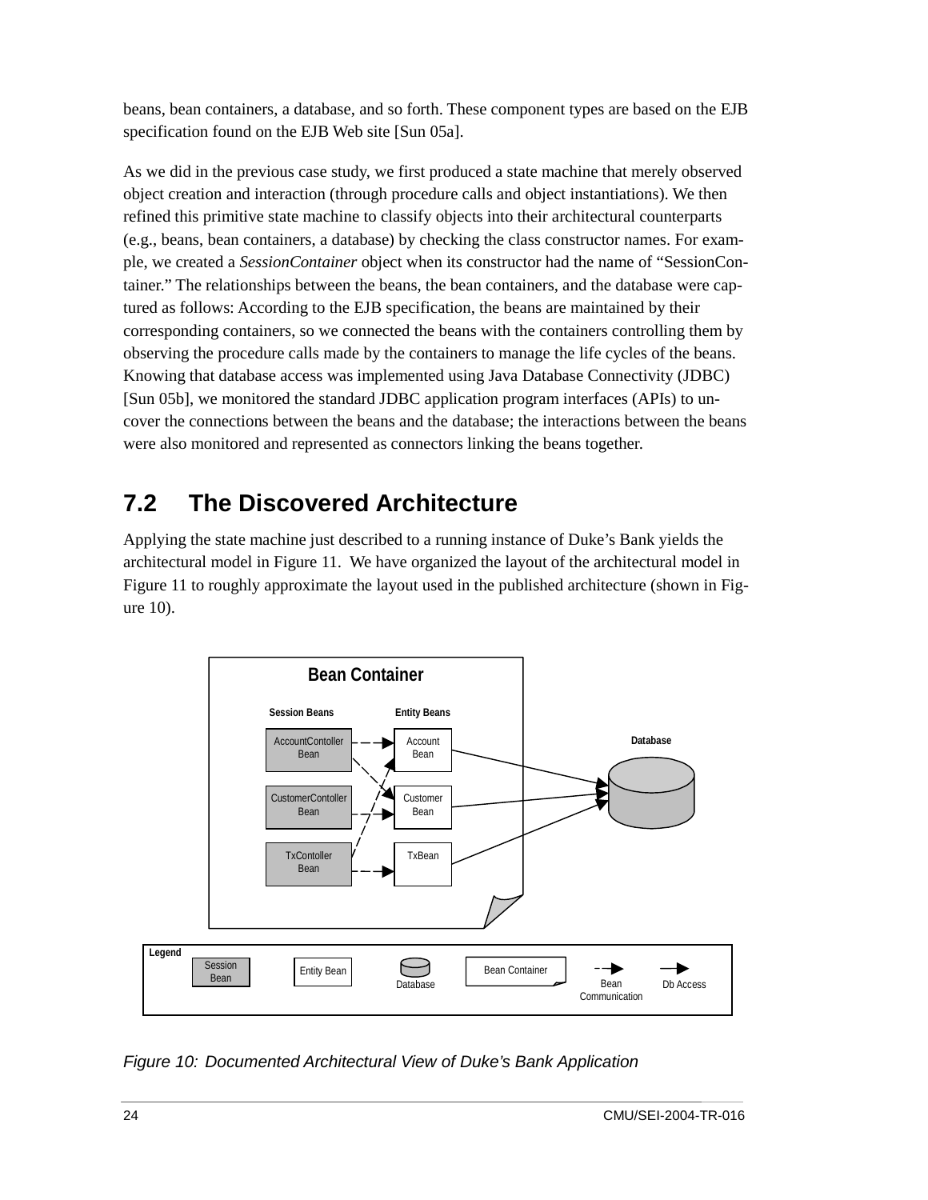beans, bean containers, a database, and so forth. These component types are based on the EJB specification found on the EJB Web site [Sun 05a].

As we did in the previous case study, we first produced a state machine that merely observed object creation and interaction (through procedure calls and object instantiations). We then refined this primitive state machine to classify objects into their architectural counterparts (e.g., beans, bean containers, a database) by checking the class constructor names. For example, we created a *SessionContainer* object when its constructor had the name of "SessionContainer." The relationships between the beans, the bean containers, and the database were captured as follows: According to the EJB specification, the beans are maintained by their corresponding containers, so we connected the beans with the containers controlling them by observing the procedure calls made by the containers to manage the life cycles of the beans. Knowing that database access was implemented using Java Database Connectivity (JDBC) [Sun 05b], we monitored the standard JDBC application program interfaces (APIs) to uncover the connections between the beans and the database; the interactions between the beans were also monitored and represented as connectors linking the beans together.

## 7.2 The Discovered Architecture

Applying the state machine just described to a running instance of Duke's Bank yields the architectural model in Figure 11. We have organized the layout of the architectural model in Figure 11 to roughly approximate the layout used in the published architecture (shown in Figure 10).

*Figure 10: Documented Architectural View of Duke's Bank Application*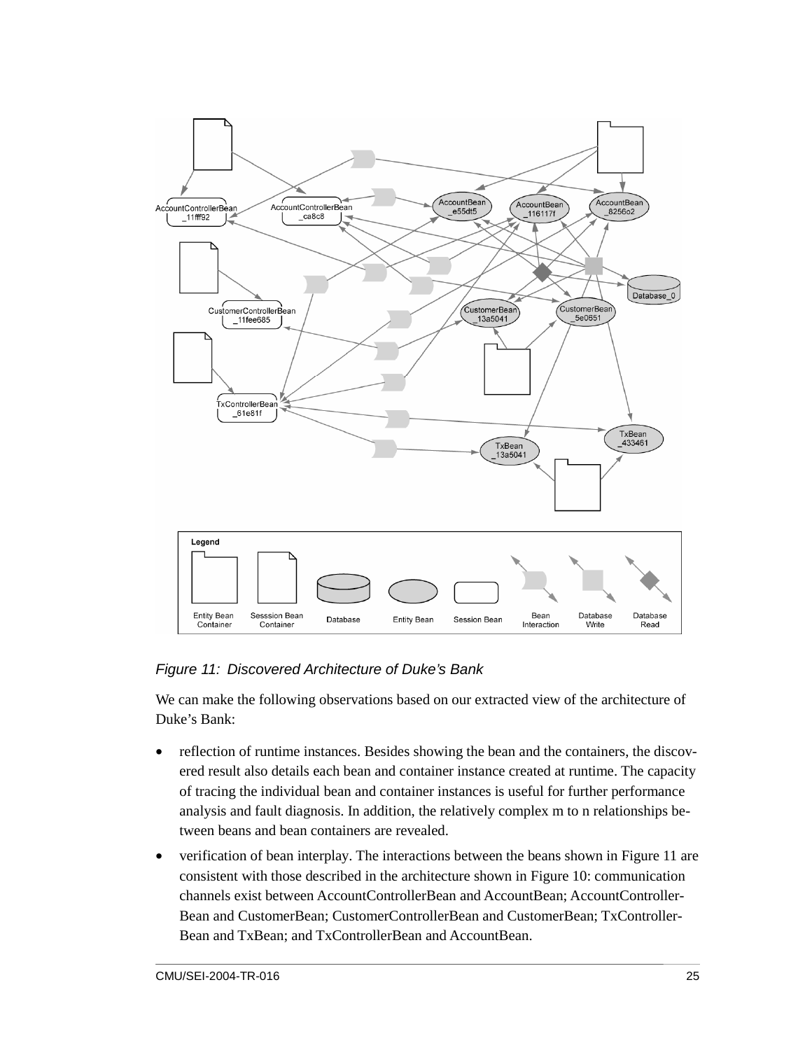*Figure 11: Discovered Architecture of Duke's Bank*

We can make the following observations based on our extracted view of the architecture of Duke's Bank:

- reflection of runtime instances. Besides showing the bean and the containers, the discovered result also details each bean and container instance created at runtime. The capacity of tracing the individual bean and container instances is useful for further performance analysis and fault diagnosis. In addition, the relatively complex m to n relationships between beans and bean containers are revealed.
- verification of bean interplay. The interactions between the beans shown in Figure 11 are consistent with those described in the architecture shown in Figure 10: communication channels exist between AccountControllerBean and AccountBean; AccountControllerBean and CustomerBean; CustomerControllerBean and CustomerBean; TxControllerBean and TxBean; and TxControllerBean and AccountBean.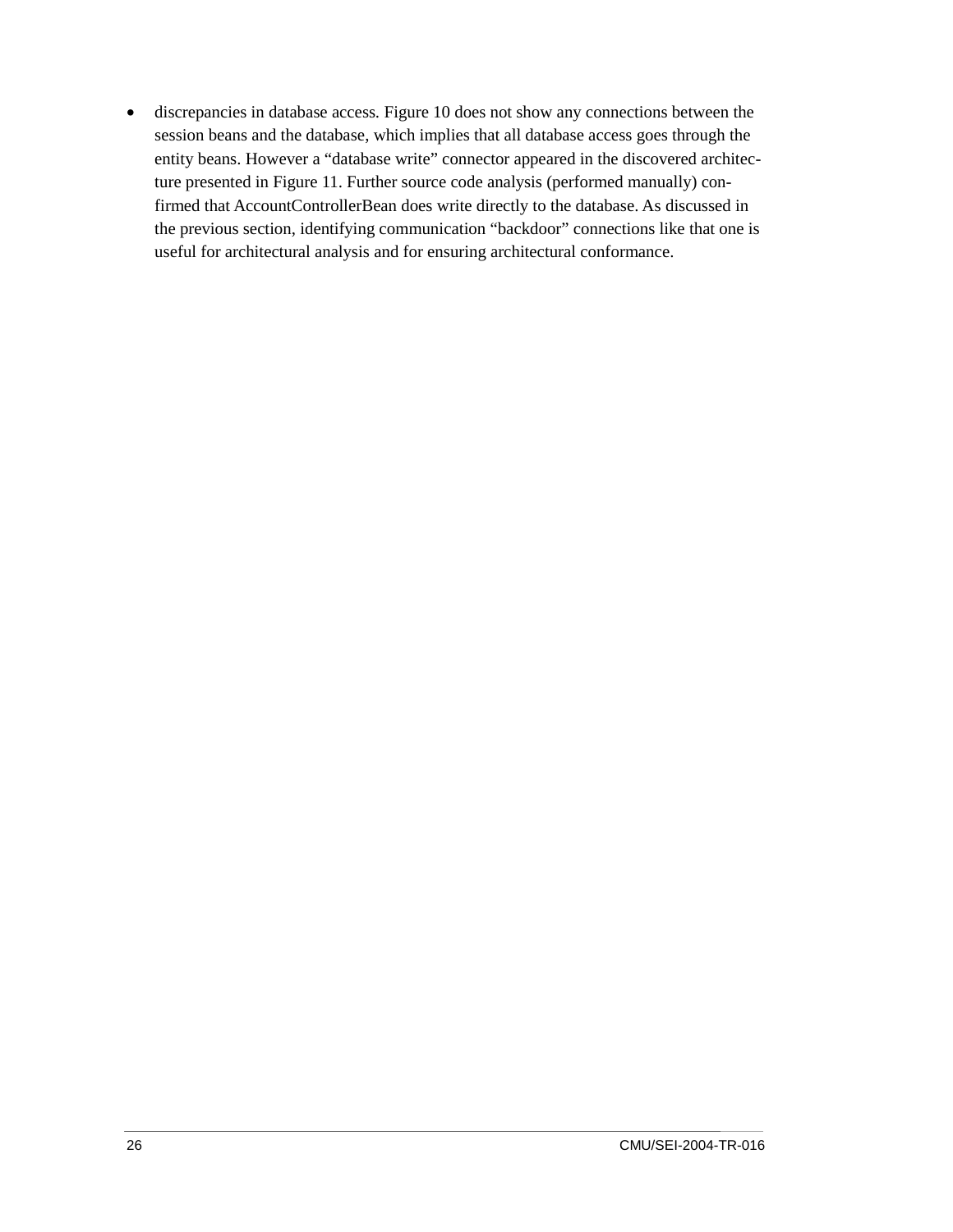- discrepancies in database access. Figure 10 does not show any connections between the session beans and the database, which implies that all database access goes through the entity beans. However a "database write" connector appeared in the discovered architecture presented in Figure 11. Further source code analysis (performed manually) confirmed that AccountControllerBean does write directly to the database. As discussed in the previous section, identifying communication "backdoor" connections like that one is useful for architectural analysis and for ensuring architectural conformance.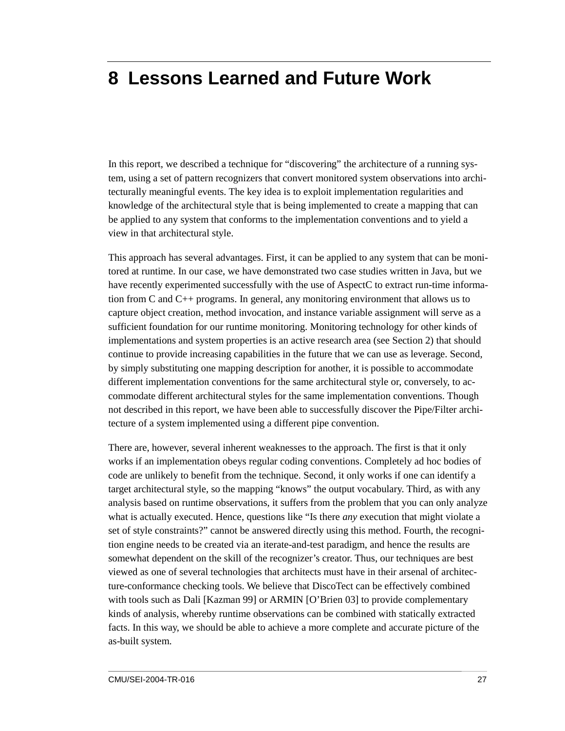# 8 Lessons Learned and Future Work

In this report, we described a technique for "discovering" the architecture of a running system, using a set of pattern recognizers that convert monitored system observations into architecturally meaningful events. The key idea is to exploit implementation regularities and knowledge of the architectural style that is being implemented to create a mapping that can be applied to any system that conforms to the implementation conventions and to yield a view in that architectural style.

This approach has several advantages. First, it can be applied to any system that can be monitored at runtime. In our case, we have demonstrated two case studies written in Java, but we have recently experimented successfully with the use of AspectC to extract run-time information from C and C++ programs. In general, any monitoring environment that allows us to capture object creation, method invocation, and instance variable assignment will serve as a sufficient foundation for our runtime monitoring. Monitoring technology for other kinds of implementations and system properties is an active research area (see Section 2) that should continue to provide increasing capabilities in the future that we can use as leverage. Second, by simply substituting one mapping description for another, it is possible to accommodate different implementation conventions for the same architectural style or, conversely, to accommodate different architectural styles for the same implementation conventions. Though not described in this report, we have been able to successfully discover the Pipe/Filter architecture of a system implemented using a different pipe convention.

There are, however, several inherent weaknesses to the approach. The first is that it only works if an implementation obeys regular coding conventions. Completely ad hoc bodies of code are unlikely to benefit from the technique. Second, it only works if one can identify a target architectural style, so the mapping "knows" the output vocabulary. Third, as with any analysis based on runtime observations, it suffers from the problem that you can only analyze what is actually executed. Hence, questions like "Is there *any* execution that might violate a set of style constraints?" cannot be answered directly using this method. Fourth, the recognition engine needs to be created via an iterate-and-test paradigm, and hence the results are somewhat dependent on the skill of the recognizer's creator. Thus, our techniques are best viewed as one of several technologies that architects must have in their arsenal of architecture-conformance checking tools. We believe that DiscoTect can be effectively combined with tools such as Dali [Kazman 99] or ARMIN [O'Brien 03] to provide complementary kinds of analysis, whereby runtime observations can be combined with statically extracted facts. In this way, we should be able to achieve a more complete and accurate picture of the as-built system.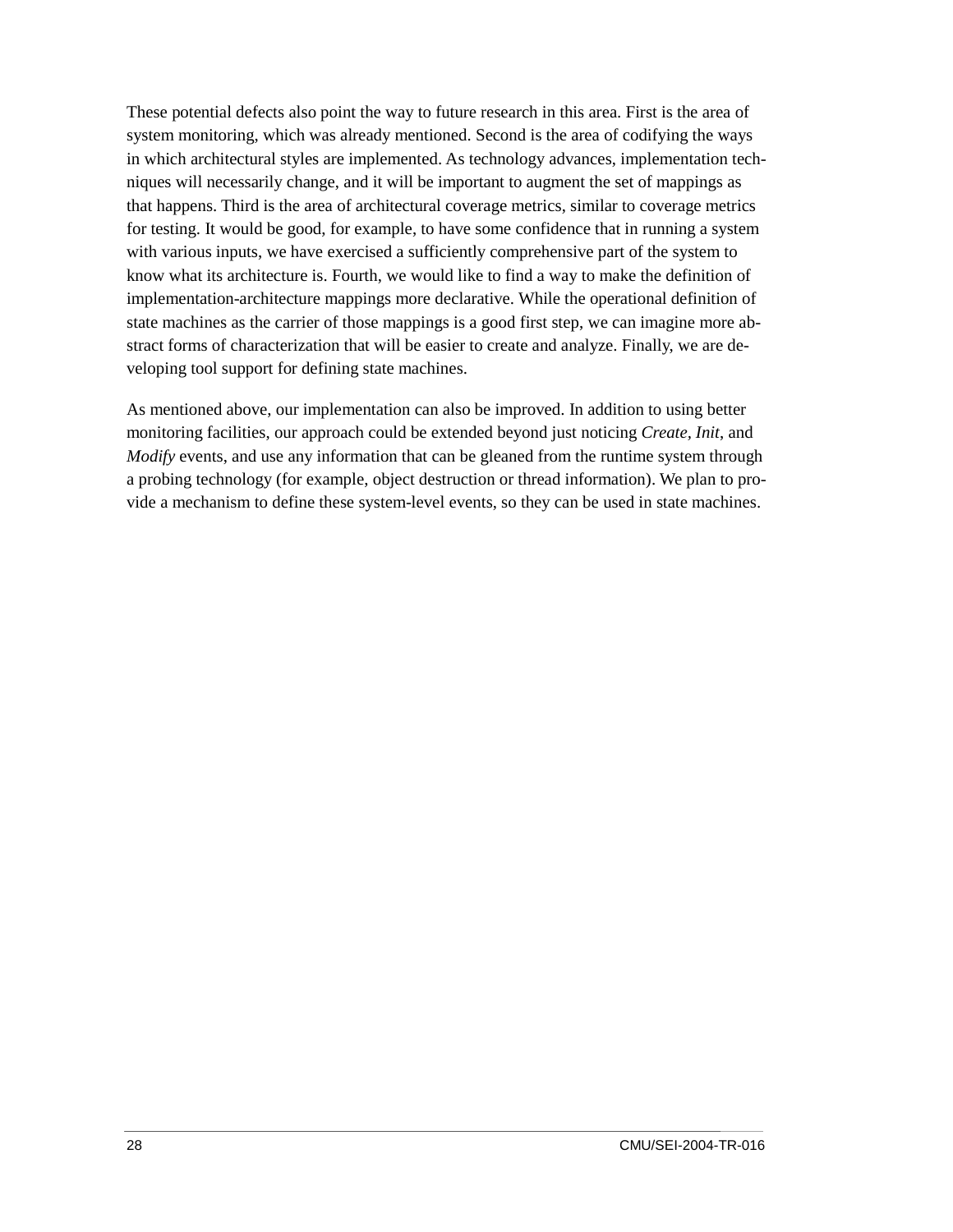These potential defects also point the way to future research in this area. First is the area of system monitoring, which was already mentioned. Second is the area of codifying the ways in which architectural styles are implemented. As technology advances, implementation techniques will necessarily change, and it will be important to augment the set of mappings as that happens. Third is the area of architectural coverage metrics, similar to coverage metrics for testing. It would be good, for example, to have some confidence that in running a system with various inputs, we have exercised a sufficiently comprehensive part of the system to know what its architecture is. Fourth, we would like to find a way to make the definition of implementation-architecture mappings more declarative. While the operational definition of state machines as the carrier of those mappings is a good first step, we can imagine more abstract forms of characterization that will be easier to create and analyze. Finally, we are developing tool support for defining state machines.

As mentioned above, our implementation can also be improved. In addition to using better monitoring facilities, our approach could be extended beyond just noticing *Create*, *Init*, and *Modify* events, and use any information that can be gleaned from the runtime system through a probing technology (for example, object destruction or thread information). We plan to provide a mechanism to define these system-level events, so they can be used in state machines.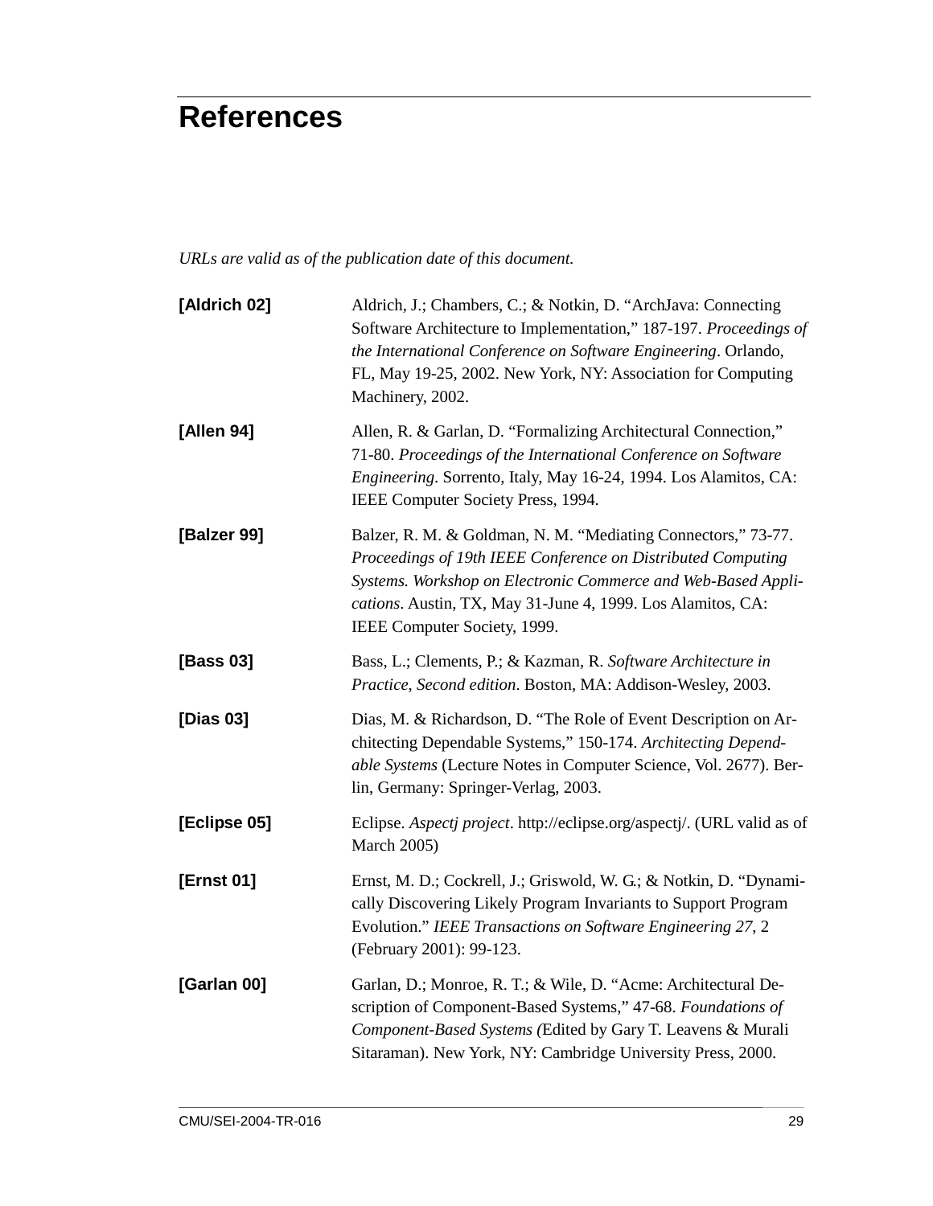# References

*URLs are valid as of the publication date of this document.*

**[Aldrich 02]** Aldrich, J.; Chambers, C.; & Notkin, D. “ArchJava: Connecting Software Architecture to Implementation,” 187-197. *Proceedings of the International Conference on Software Engineering*. Orlando, FL, May 19-25, 2002. New York, NY: Association for Computing Machinery, 2002.

**[Allen 94]** Allen, R. & Garlan, D. “Formalizing Architectural Connection,” 71-80. *Proceedings of the International Conference on Software Engineering*. Sorrento, Italy, May 16-24, 1994. Los Alamitos, CA: IEEE Computer Society Press, 1994.

**[Balzer 99]** Balzer, R. M. & Goldman, N. M. “Mediating Connectors,” 73-77. *Proceedings of 19th IEEE Conference on Distributed Computing Systems. Workshop on Electronic Commerce and Web-Based Applications*. Austin, TX, May 31-June 4, 1999. Los Alamitos, CA: IEEE Computer Society, 1999.

**[Bass 03]** Bass, L.; Clements, P.; & Kazman, R. *Software Architecture in Practice, Second edition*. Boston, MA: Addison-Wesley, 2003.

**[Dias 03]** Dias, M. & Richardson, D. “The Role of Event Description on Architecting Dependable Systems,” 150-174. *Architecting Dependable Systems* (Lecture Notes in Computer Science, Vol. 2677). Berlin, Germany: Springer-Verlag, 2003.

**[Eclipse 05]** Eclipse. *Aspectj project*. http://eclipse.org/aspectj/. (URL valid as of March 2005)

**[Ernst 01]** Ernst, M. D.; Cockrell, J.; Griswold, W. G.; & Notkin, D. “Dynamically Discovering Likely Program Invariants to Support Program Evolution.” *IEEE Transactions on Software Engineering 27*, 2 (February 2001): 99-123.

**[Garlan 00]** Garlan, D.; Monroe, R. T.; & Wile, D. “Acme: Architectural Description of Component-Based Systems,” 47-68. *Foundations of Component-Based Systems (*Edited by Gary T. Leavens & Murali Sitaraman). New York, NY: Cambridge University Press, 2000.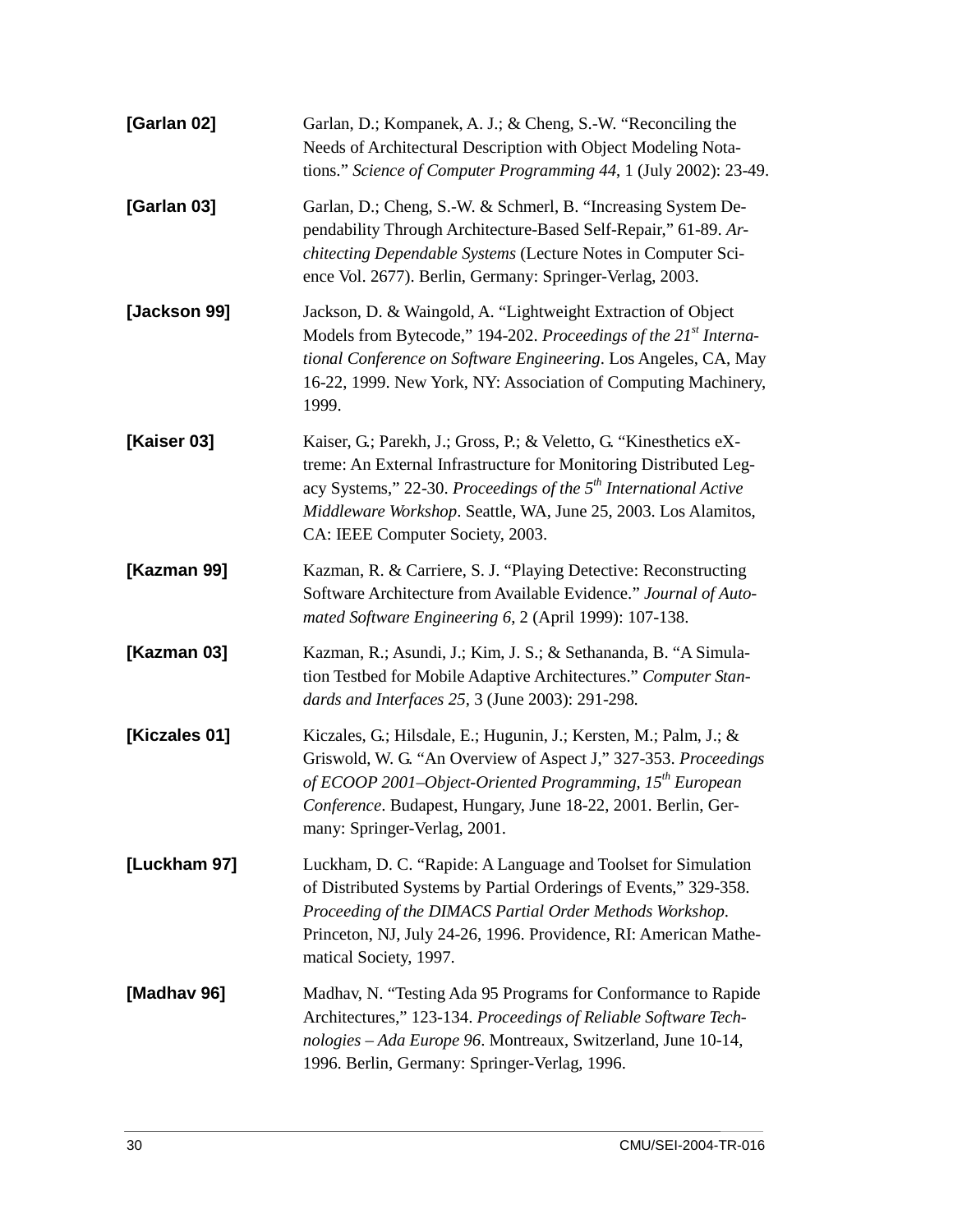**[Garlan 02]** Garlan, D.; Kompanek, A. J.; & Cheng, S.-W. “Reconciling the Needs of Architectural Description with Object Modeling Notations.” *Science of Computer Programming 44*, 1 (July 2002): 23-49.

**[Garlan 03]** Garlan, D.; Cheng, S.-W. & Schmerl, B. “Increasing System Dependability Through Architecture-Based Self-Repair,” 61-89. *Architecting Dependable Systems* (Lecture Notes in Computer Science Vol. 2677). Berlin, Germany: Springer-Verlag, 2003.

**[Jackson 99]** Jackson, D. & Waingold, A. “Lightweight Extraction of Object Models from Bytecode,” 194-202. *Proceedings of the 21st International Conference on Software Engineering*. Los Angeles, CA, May 16-22, 1999. New York, NY: Association of Computing Machinery, 1999.

**[Kaiser 03]** Kaiser, G.; Parekh, J.; Gross, P.; & Veletto, G. “Kinesthetics eXtreme: An External Infrastructure for Monitoring Distributed Legacy Systems,” 22-30. *Proceedings of the 5th International Active Middleware Workshop*. Seattle, WA, June 25, 2003. Los Alamitos, CA: IEEE Computer Society, 2003.

**[Kazman 99]** Kazman, R. & Carriere, S. J. “Playing Detective: Reconstructing Software Architecture from Available Evidence.” *Journal of Automated Software Engineering 6*, 2 (April 1999): 107-138.

**[Kazman 03]** Kazman, R.; Asundi, J.; Kim, J. S.; & Sethananda, B. “A Simulation Testbed for Mobile Adaptive Architectures.” *Computer Standards and Interfaces 25*, 3 (June 2003): 291-298.

**[Kiczales 01]** Kiczales, G.; Hilsdale, E.; Hugunin, J.; Kersten, M.; Palm, J.; & Griswold, W. G. “An Overview of Aspect J,” 327-353. *Proceedings of ECOOP 2001–Object-Oriented Programming, 15th European Conference*. Budapest, Hungary, June 18-22, 2001. Berlin, Germany: Springer-Verlag, 2001.

**[Luckham 97]** Luckham, D. C. “Rapide: A Language and Toolset for Simulation of Distributed Systems by Partial Orderings of Events,” 329-358. *Proceeding of the DIMACS Partial Order Methods Workshop*. Princeton, NJ, July 24-26, 1996. Providence, RI: American Mathematical Society, 1997.

**[Madhav 96]** Madhav, N. “Testing Ada 95 Programs for Conformance to Rapide Architectures,” 123-134. *Proceedings of Reliable Software Technologies – Ada Europe 96*. Montreaux, Switzerland, June 10-14, 1996. Berlin, Germany: Springer-Verlag, 1996.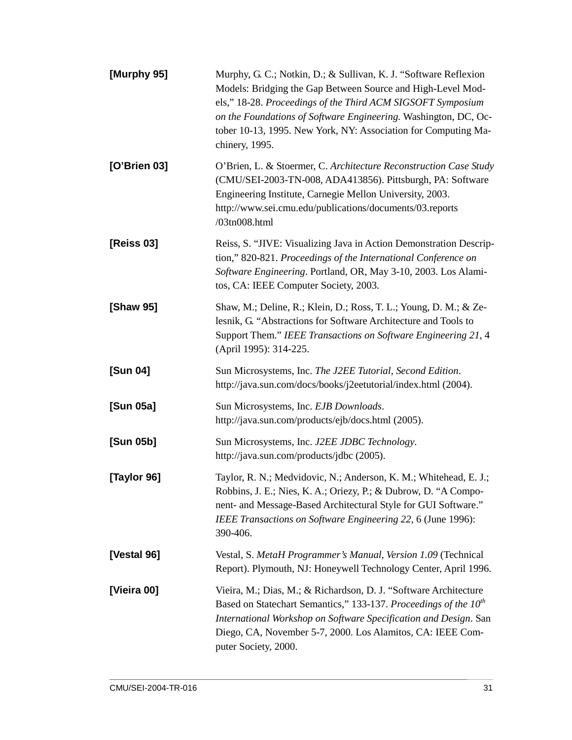**[Murphy 95]** Murphy, G. C.; Notkin, D.; & Sullivan, K. J. "Software Reflexion Models: Bridging the Gap Between Source and High-Level Models," 18-28. *Proceedings of the Third ACM SIGSOFT Symposium on the Foundations of Software Engineering.* Washington, DC, October 10-13, 1995. New York, NY: Association for Computing Machinery, 1995.

**[O'Brien 03]** O'Brien, L. & Stoermer, C. *Architecture Reconstruction Case Study* (CMU/SEI-2003-TN-008, ADA413856). Pittsburgh, PA: Software Engineering Institute, Carnegie Mellon University, 2003. http://www.sei.cmu.edu/publications/documents/03.reports/03tn008.html

**[Reiss 03]** Reiss, S. "JIVE: Visualizing Java in Action Demonstration Description," 820-821. *Proceedings of the International Conference on Software Engineering*. Portland, OR, May 3-10, 2003. Los Alamitos, CA: IEEE Computer Society, 2003.

**[Shaw 95]** Shaw, M.; Deline, R.; Klein, D.; Ross, T. L.; Young, D. M.; & Zelesnik, G. "Abstractions for Software Architecture and Tools to Support Them." *IEEE Transactions on Software Engineering 21*, 4 (April 1995): 314-225.

**[Sun 04]** Sun Microsystems, Inc. *The J2EE Tutorial, Second Edition*. http://java.sun.com/docs/books/j2eetutorial/index.html (2004).

**[Sun 05a]** Sun Microsystems, Inc. *EJB Downloads*. http://java.sun.com/products/ejb/docs.html (2005).

**[Sun 05b]** Sun Microsystems, Inc. *J2EE JDBC Technology*. http://java.sun.com/products/jdbc (2005).

**[Taylor 96]** Taylor, R. N.; Medvidovic, N.; Anderson, K. M.; Whitehead, E. J.; Robbins, J. E.; Nies, K. A.; Oriezy, P.; & Dubrow, D. "A Component- and Message-Based Architectural Style for GUI Software." *IEEE Transactions on Software Engineering 22*, 6 (June 1996): 390-406.

**[Vestal 96]** Vestal, S. *MetaH Programmer's Manual, Version 1.09* (Technical Report). Plymouth, NJ: Honeywell Technology Center, April 1996.

**[Vieira 00]** Vieira, M.; Dias, M.; & Richardson, D. J. "Software Architecture Based on Statechart Semantics," 133-137. *Proceedings of the 10th International Workshop on Software Specification and Design*. San Diego, CA, November 5-7, 2000. Los Alamitos, CA: IEEE Computer Society, 2000.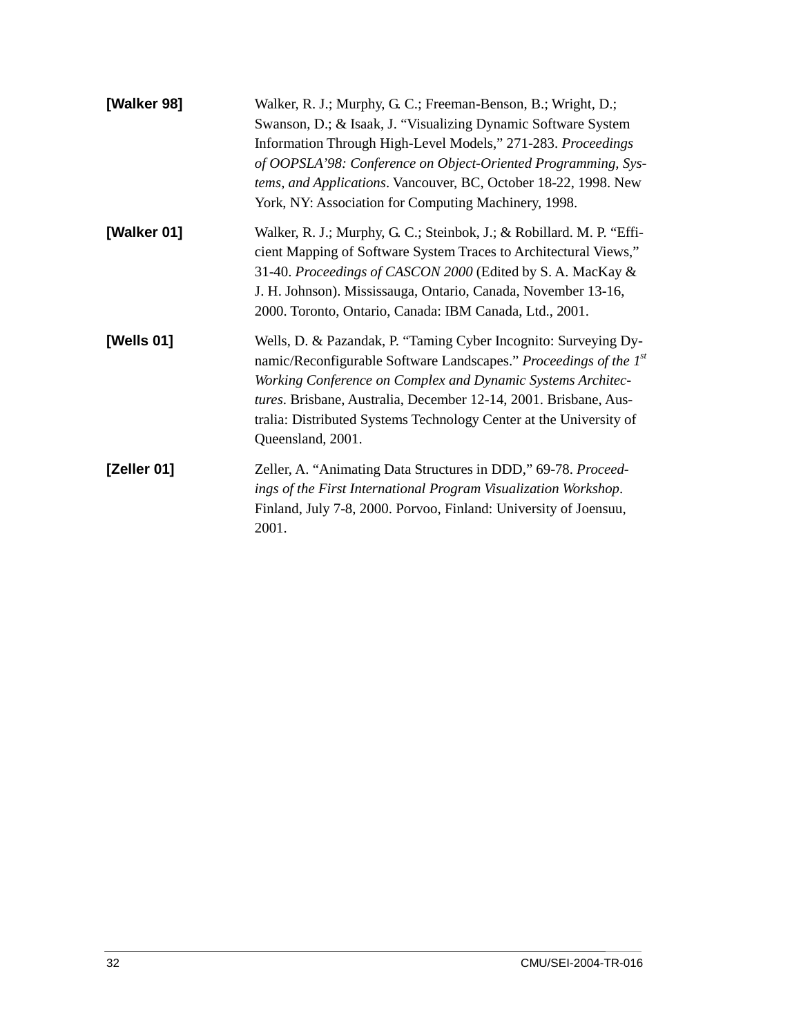**[Walker 98]** Walker, R. J.; Murphy, G. C.; Freeman-Benson, B.; Wright, D.; Swanson, D.; & Isaak, J. "Visualizing Dynamic Software System Information Through High-Level Models," 271-283. *Proceedings of OOPSLA'98: Conference on Object-Oriented Programming, Systems, and Applications*. Vancouver, BC, October 18-22, 1998. New York, NY: Association for Computing Machinery, 1998.

**[Walker 01]** Walker, R. J.; Murphy, G. C.; Steinbok, J.; & Robillard. M. P. "Efficient Mapping of Software System Traces to Architectural Views," 31-40. *Proceedings of CASCON 2000* (Edited by S. A. MacKay & J. H. Johnson). Mississauga, Ontario, Canada, November 13-16, 2000. Toronto, Ontario, Canada: IBM Canada, Ltd., 2001.

**[Wells 01]** Wells, D. & Pazandak, P. "Taming Cyber Incognito: Surveying Dynamic/Reconfigurable Software Landscapes." *Proceedings of the 1st Working Conference on Complex and Dynamic Systems Architectures*. Brisbane, Australia, December 12-14, 2001. Brisbane, Australia: Distributed Systems Technology Center at the University of Queensland, 2001.

**[Zeller 01]** Zeller, A. "Animating Data Structures in DDD," 69-78. *Proceedings of the First International Program Visualization Workshop*. Finland, July 7-8, 2000. Porvoo, Finland: University of Joensuu, 2001.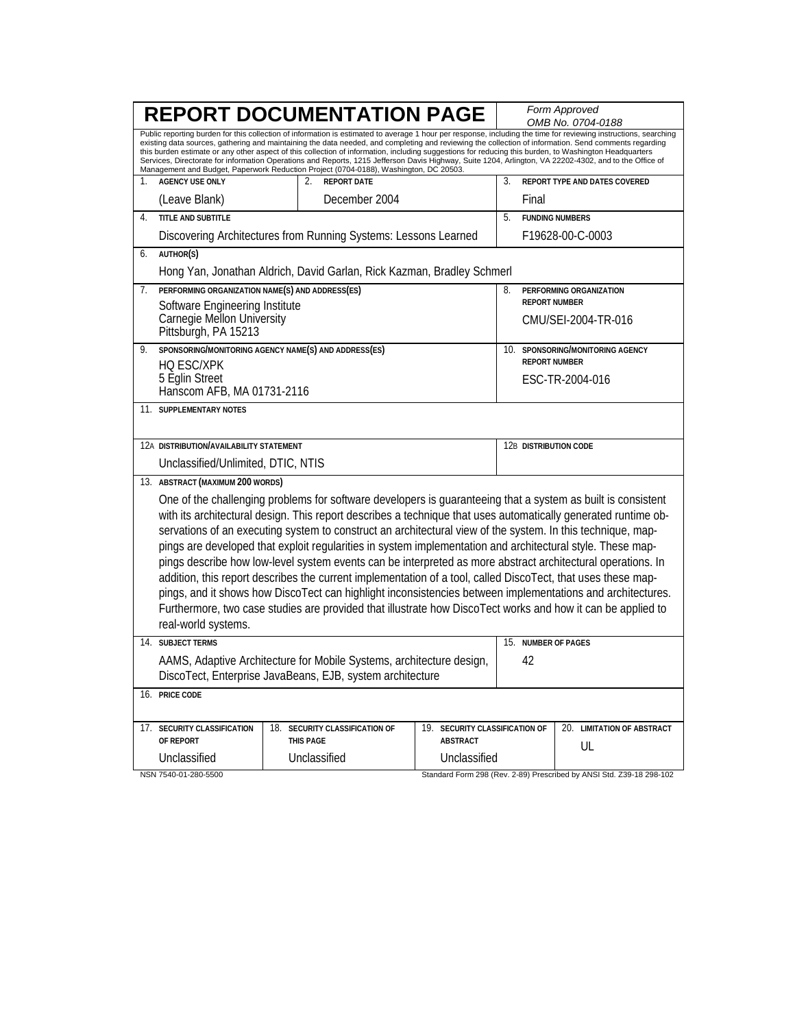# REPORT DOCUMENTATION PAGE

*Form Approved*
*OMB No. 0704-0188*

Public reporting burden for this collection of information is estimated to average 1 hour per response, including the time for reviewing instructions, searching existing data sources, gathering and maintaining the data needed, and completing and reviewing the collection of information. Send comments regarding this burden estimate or any other aspect of this collection of information, including suggestions for reducing this burden, to Washington Headquarters Services, Directorate for information Operations and Reports, 1215 Jefferson Davis Highway, Suite 1204, Arlington, VA 22202-4302, and to the Office of Management and Budget, Paperwork Reduction Project (0704-0188), Washington, DC 20503.

| | | |
|---|---|---|
| 1. AGENCY USE ONLY<br>(Leave Blank) | 2. REPORT DATE<br>December 2004 | 3. REPORT TYPE AND DATES COVERED<br>Final |
| 4. TITLE AND SUBTITLE<br>Discovering Architectures from Running Systems: Lessons Learned | | 5. FUNDING NUMBERS<br>F19628-00-C-0003 |
| 6. AUTHOR(S)<br>Hong Yan, Jonathan Aldrich, David Garlan, Rick Kazman, Bradley Schmerl | | |
| 7. PERFORMING ORGANIZATION NAME(S) AND ADDRESS(ES)<br>Software Engineering Institute<br>Carnegie Mellon University<br>Pittsburgh, PA 15213 | | 8. PERFORMING ORGANIZATION REPORT NUMBER<br>CMU/SEI-2004-TR-016 |
| 9. SPONSORING/MONITORING AGENCY NAME(S) AND ADDRESS(ES)<br>HQ ESC/XPK<br>5 Eglin Street<br>Hanscom AFB, MA 01731-2116 | | 10. SPONSORING/MONITORING AGENCY REPORT NUMBER<br>ESC-TR-2004-016 |
| 11. SUPPLEMENTARY NOTES | | |
| 12A DISTRIBUTION/AVAILABILITY STATEMENT<br>Unclassified/Unlimited, DTIC, NTIS | | 12B DISTRIBUTION CODE |

13. ABSTRACT (MAXIMUM 200 WORDS)

One of the challenging problems for software developers is guaranteeing that a system as built is consistent with its architectural design. This report describes a technique that uses automatically generated runtime observations of an executing system to construct an architectural view of the system. In this technique, mappings are developed that exploit regularities in system implementation and architectural style. These mappings describe how low-level system events can be interpreted as more abstract architectural operations. In addition, this report describes the current implementation of a tool, called DiscoTect, that uses these mappings, and it shows how DiscoTect can highlight inconsistencies between implementations and architectures. Furthermore, two case studies are provided that illustrate how DiscoTect works and how it can be applied to real-world systems.

| | |
|---|---|
| 14. SUBJECT TERMS<br>AAMS, Adaptive Architecture for Mobile Systems, architecture design, DiscoTect, Enterprise JavaBeans, EJB, system architecture | 15. NUMBER OF PAGES<br>42 |
| 16. PRICE CODE | |

| 17. SECURITY CLASSIFICATION OF REPORT | 18. SECURITY CLASSIFICATION OF THIS PAGE | 19. SECURITY CLASSIFICATION OF ABSTRACT | 20. LIMITATION OF ABSTRACT |
|---|---|---|---|
| Unclassified | Unclassified | Unclassified | UL |

NSN 7540-01-280-5500

Standard Form 298 (Rev. 2-89) Prescribed by ANSI Std. Z39-18 298-102